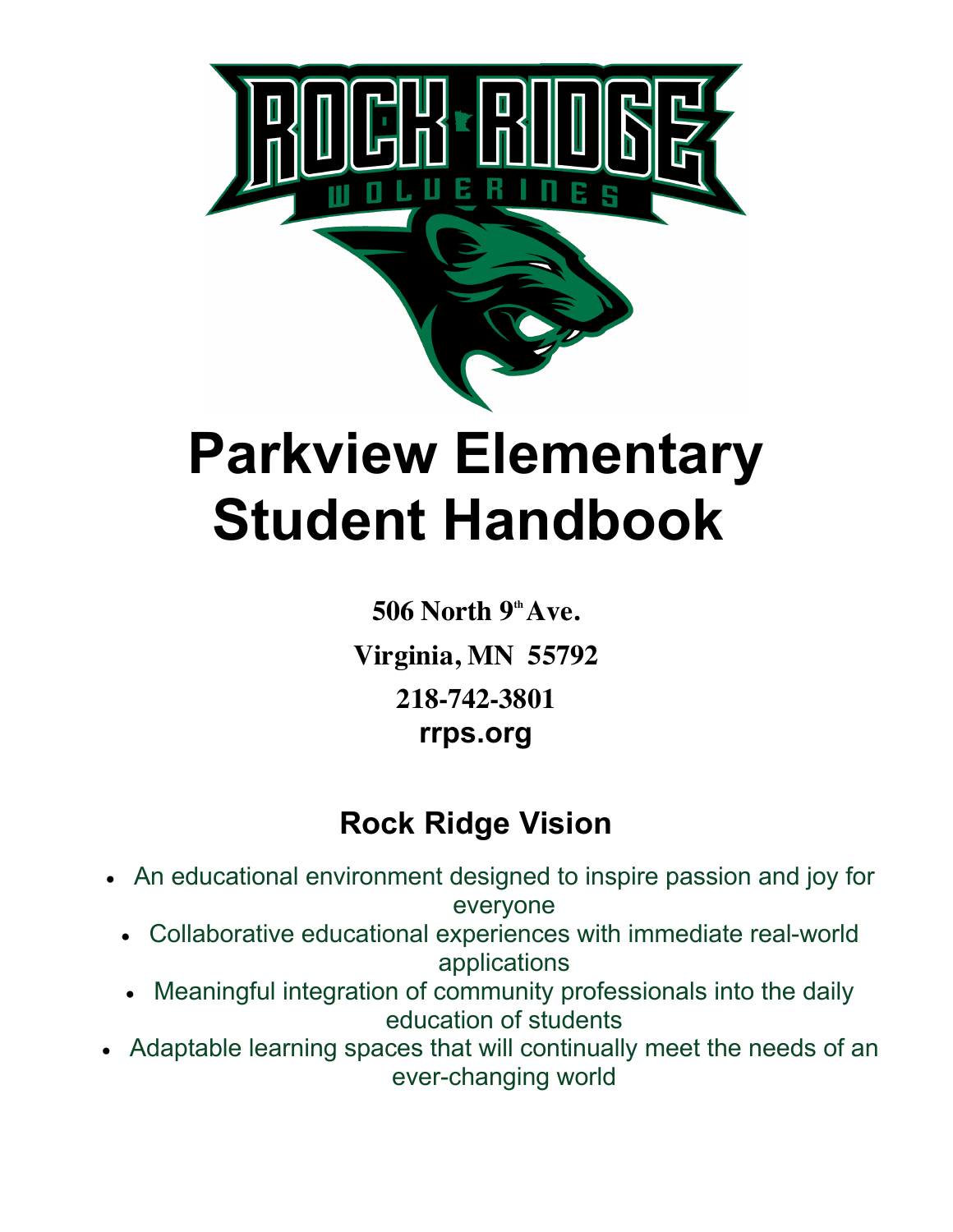# Parkview Elementary Student Handbook

**506 North 9th Ave.**

**Virginia, MN 55792**

**218-742-3801**

**rrps.org**

## Rock Ridge Vision

- An educational environment designed to inspire passion and joy for everyone
- Collaborative educational experiences with immediate real-world applications
- Meaningful integration of community professionals into the daily education of students
- Adaptable learning spaces that will continually meet the needs of an ever-changing world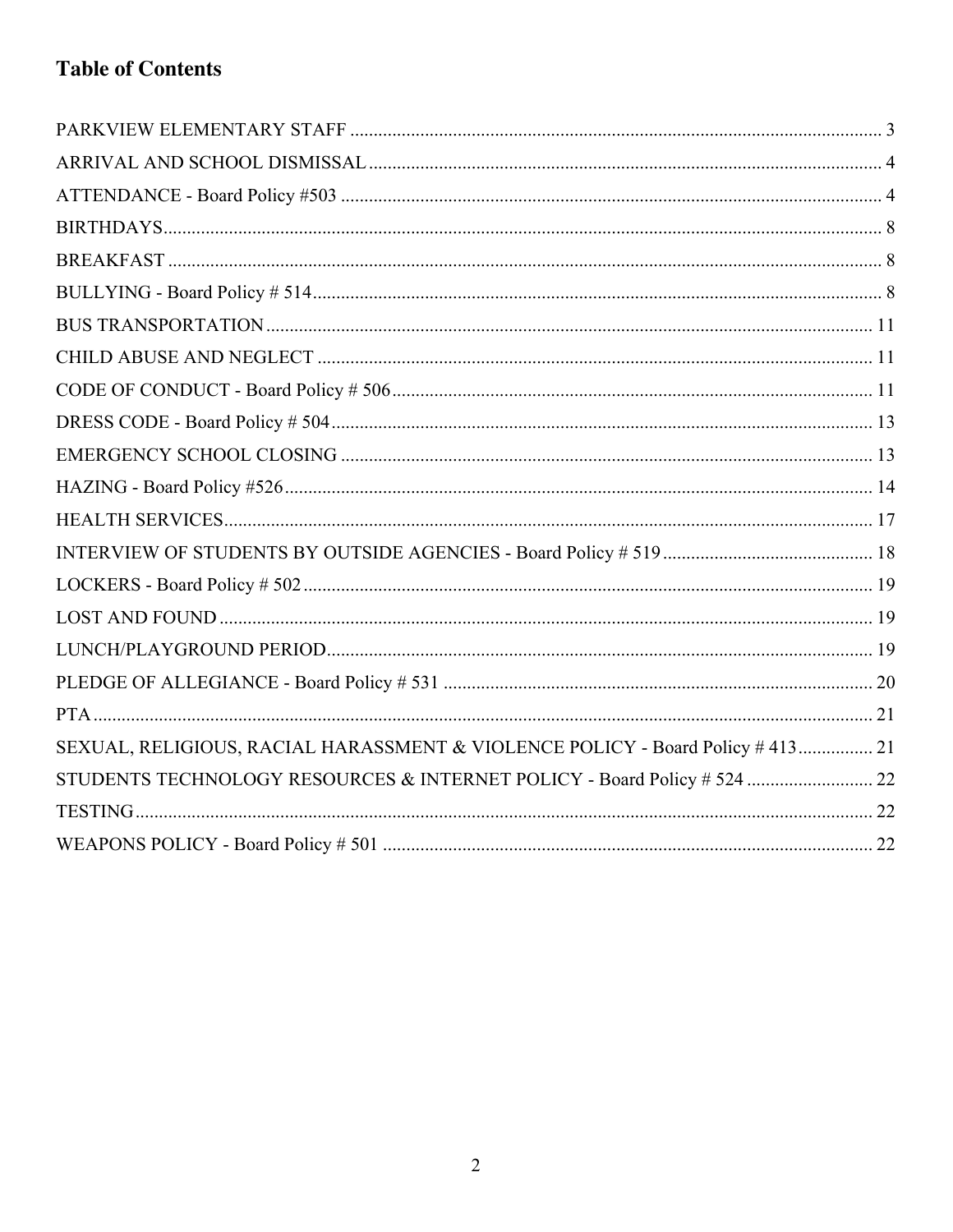# Table of Contents

PARKVIEW ELEMENTARY STAFF ................................................................. 3

ARRIVAL AND SCHOOL DISMISSAL ................................................................. 4

ATTENDANCE - Board Policy #503 ................................................................. 4

BIRTHDAYS ................................................................. 8

BREAKFAST ................................................................. 8

BULLYING - Board Policy # 514 ................................................................. 8

BUS TRANSPORTATION ................................................................. 11

CHILD ABUSE AND NEGLECT ................................................................. 11

CODE OF CONDUCT - Board Policy # 506 ................................................................. 11

DRESS CODE - Board Policy # 504 ................................................................. 13

EMERGENCY SCHOOL CLOSING ................................................................. 13

HAZING - Board Policy #526 ................................................................. 14

HEALTH SERVICES ................................................................. 17

INTERVIEW OF STUDENTS BY OUTSIDE AGENCIES - Board Policy # 519 ................................................................. 18

LOCKERS - Board Policy # 502 ................................................................. 19

LOST AND FOUND ................................................................. 19

LUNCH/PLAYGROUND PERIOD ................................................................. 19

PLEDGE OF ALLEGIANCE - Board Policy # 531 ................................................................. 20

PTA ................................................................. 21

SEXUAL, RELIGIOUS, RACIAL HARASSMENT & VIOLENCE POLICY - Board Policy # 413 ................................................................. 21

STUDENTS TECHNOLOGY RESOURCES & INTERNET POLICY - Board Policy # 524 ................................................................. 22

TESTING ................................................................. 22

WEAPONS POLICY - Board Policy # 501 ................................................................. 22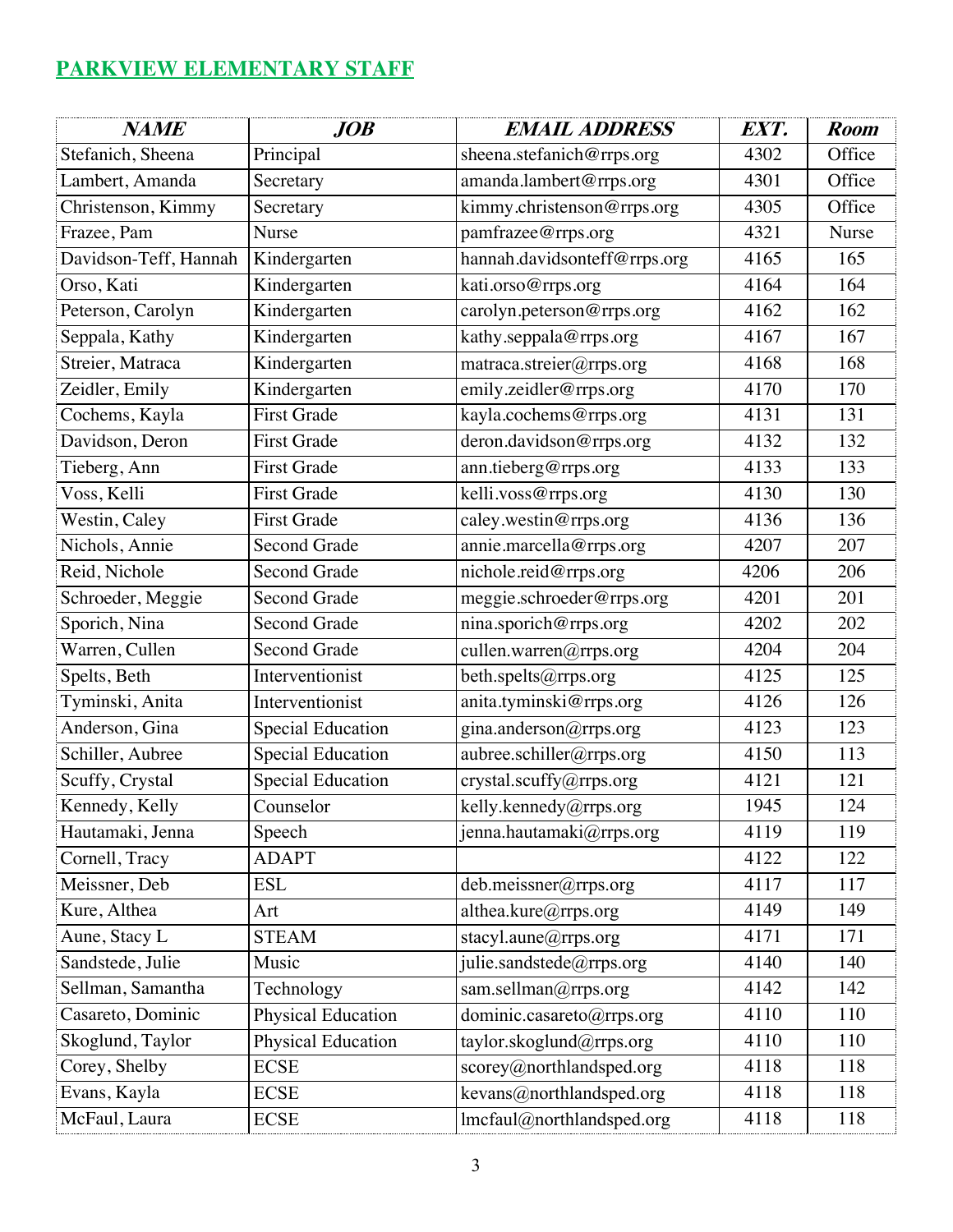## PARKVIEW ELEMENTARY STAFF

| *NAME* | *JOB* | *EMAIL ADDRESS* | *EXT.* | *Room* |
|---|---|---|---|---|
| Stefanich, Sheena | Principal | sheena.stefanich@rrps.org | 4302 | Office |
| Lambert, Amanda | Secretary | amanda.lambert@rrps.org | 4301 | Office |
| Christenson, Kimmy | Secretary | kimmy.christenson@rrps.org | 4305 | Office |
| Frazee, Pam | Nurse | pamfrazee@rrps.org | 4321 | Nurse |
| Davidson-Teff, Hannah | Kindergarten | hannah.davidsonteff@rrps.org | 4165 | 165 |
| Orso, Kati | Kindergarten | kati.orso@rrps.org | 4164 | 164 |
| Peterson, Carolyn | Kindergarten | carolyn.peterson@rrps.org | 4162 | 162 |
| Seppala, Kathy | Kindergarten | kathy.seppala@rrps.org | 4167 | 167 |
| Streier, Matraca | Kindergarten | matraca.streier@rrps.org | 4168 | 168 |
| Zeidler, Emily | Kindergarten | emily.zeidler@rrps.org | 4170 | 170 |
| Cochems, Kayla | First Grade | kayla.cochems@rrps.org | 4131 | 131 |
| Davidson, Deron | First Grade | deron.davidson@rrps.org | 4132 | 132 |
| Tieberg, Ann | First Grade | ann.tieberg@rrps.org | 4133 | 133 |
| Voss, Kelli | First Grade | kelli.voss@rrps.org | 4130 | 130 |
| Westin, Caley | First Grade | caley.westin@rrps.org | 4136 | 136 |
| Nichols, Annie | Second Grade | annie.marcella@rrps.org | 4207 | 207 |
| Reid, Nichole | Second Grade | nichole.reid@rrps.org | 4206 | 206 |
| Schroeder, Meggie | Second Grade | meggie.schroeder@rrps.org | 4201 | 201 |
| Sporich, Nina | Second Grade | nina.sporich@rrps.org | 4202 | 202 |
| Warren, Cullen | Second Grade | cullen.warren@rrps.org | 4204 | 204 |
| Spelts, Beth | Interventionist | beth.spelts@rrps.org | 4125 | 125 |
| Tyminski, Anita | Interventionist | anita.tyminski@rrps.org | 4126 | 126 |
| Anderson, Gina | Special Education | gina.anderson@rrps.org | 4123 | 123 |
| Schiller, Aubree | Special Education | aubree.schiller@rrps.org | 4150 | 113 |
| Scuffy, Crystal | Special Education | crystal.scuffy@rrps.org | 4121 | 121 |
| Kennedy, Kelly | Counselor | kelly.kennedy@rrps.org | 1945 | 124 |
| Hautamaki, Jenna | Speech | jenna.hautamaki@rrps.org | 4119 | 119 |
| Cornell, Tracy | ADAPT | | 4122 | 122 |
| Meissner, Deb | ESL | deb.meissner@rrps.org | 4117 | 117 |
| Kure, Althea | Art | althea.kure@rrps.org | 4149 | 149 |
| Aune, Stacy L | STEAM | stacyl.aune@rrps.org | 4171 | 171 |
| Sandstede, Julie | Music | julie.sandstede@rrps.org | 4140 | 140 |
| Sellman, Samantha | Technology | sam.sellman@rrps.org | 4142 | 142 |
| Casareto, Dominic | Physical Education | dominic.casareto@rrps.org | 4110 | 110 |
| Skoglund, Taylor | Physical Education | taylor.skoglund@rrps.org | 4110 | 110 |
| Corey, Shelby | ECSE | scorey@northlandsped.org | 4118 | 118 |
| Evans, Kayla | ECSE | kevans@northlandsped.org | 4118 | 118 |
| McFaul, Laura | ECSE | lmcfaul@northlandsped.org | 4118 | 118 |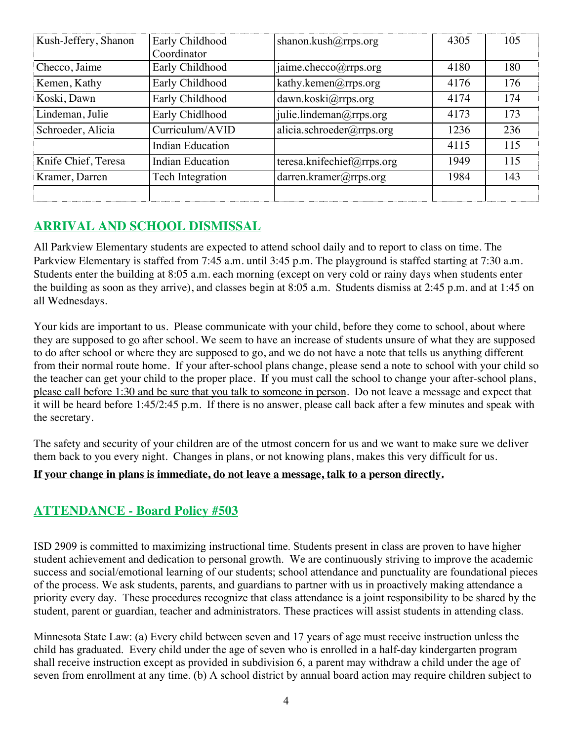| Kush-Jeffery, Shanon | Early Childhood Coordinator | shanon.kush@rrps.org | 4305 | 105 |
|---|---|---|---|---|
| Checco, Jaime | Early Childhood | jaime.checco@rrps.org | 4180 | 180 |
| Kemen, Kathy | Early Childhood | kathy.kemen@rrps.org | 4176 | 176 |
| Koski, Dawn | Early Childhood | dawn.koski@rrps.org | 4174 | 174 |
| Lindeman, Julie | Early Chidlhood | julie.lindeman@rrps.org | 4173 | 173 |
| Schroeder, Alicia | Curriculum/AVID | alicia.schroeder@rrps.org | 1236 | 236 |
| | Indian Education | | 4115 | 115 |
| Knife Chief, Teresa | Indian Education | teresa.knifechief@rrps.org | 1949 | 115 |
| Kramer, Darren | Tech Integration | darren.kramer@rrps.org | 1984 | 143 |
| | | | | |

## ARRIVAL AND SCHOOL DISMISSAL

All Parkview Elementary students are expected to attend school daily and to report to class on time. The Parkview Elementary is staffed from 7:45 a.m. until 3:45 p.m. The playground is staffed starting at 7:30 a.m. Students enter the building at 8:05 a.m. each morning (except on very cold or rainy days when students enter the building as soon as they arrive), and classes begin at 8:05 a.m. Students dismiss at 2:45 p.m. and at 1:45 on all Wednesdays.

Your kids are important to us. Please communicate with your child, before they come to school, about where they are supposed to go after school. We seem to have an increase of students unsure of what they are supposed to do after school or where they are supposed to go, and we do not have a note that tells us anything different from their normal route home. If your after-school plans change, please send a note to school with your child so the teacher can get your child to the proper place. If you must call the school to change your after-school plans, please call before 1:30 and be sure that you talk to someone in person. Do not leave a message and expect that it will be heard before 1:45/2:45 p.m. If there is no answer, please call back after a few minutes and speak with the secretary.

The safety and security of your children are of the utmost concern for us and we want to make sure we deliver them back to you every night. Changes in plans, or not knowing plans, makes this very difficult for us.

**If your change in plans is immediate, do not leave a message, talk to a person directly.**

## ATTENDANCE - Board Policy #503

ISD 2909 is committed to maximizing instructional time. Students present in class are proven to have higher student achievement and dedication to personal growth. We are continuously striving to improve the academic success and social/emotional learning of our students; school attendance and punctuality are foundational pieces of the process. We ask students, parents, and guardians to partner with us in proactively making attendance a priority every day. These procedures recognize that class attendance is a joint responsibility to be shared by the student, parent or guardian, teacher and administrators. These practices will assist students in attending class.

Minnesota State Law: (a) Every child between seven and 17 years of age must receive instruction unless the child has graduated. Every child under the age of seven who is enrolled in a half-day kindergarten program shall receive instruction except as provided in subdivision 6, a parent may withdraw a child under the age of seven from enrollment at any time. (b) A school district by annual board action may require children subject to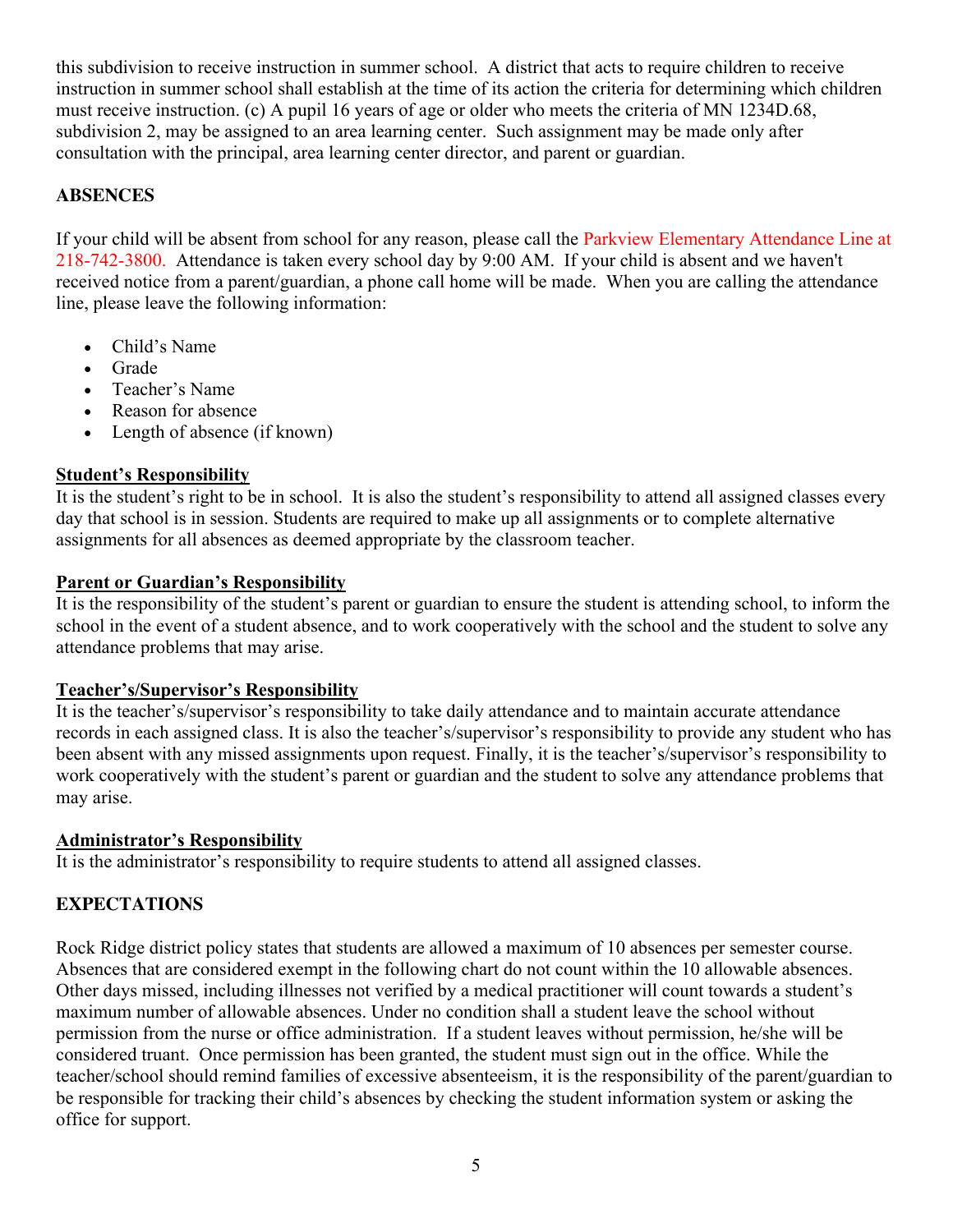this subdivision to receive instruction in summer school. A district that acts to require children to receive instruction in summer school shall establish at the time of its action the criteria for determining which children must receive instruction. (c) A pupil 16 years of age or older who meets the criteria of MN 1234D.68, subdivision 2, may be assigned to an area learning center. Such assignment may be made only after consultation with the principal, area learning center director, and parent or guardian.

## ABSENCES

If your child will be absent from school for any reason, please call the Parkview Elementary Attendance Line at 218-742-3800. Attendance is taken every school day by 9:00 AM. If your child is absent and we haven't received notice from a parent/guardian, a phone call home will be made. When you are calling the attendance line, please leave the following information:

- Child's Name
- Grade
- Teacher's Name
- Reason for absence
- Length of absence (if known)

### Student's Responsibility

It is the student's right to be in school. It is also the student's responsibility to attend all assigned classes every day that school is in session. Students are required to make up all assignments or to complete alternative assignments for all absences as deemed appropriate by the classroom teacher.

### Parent or Guardian's Responsibility

It is the responsibility of the student's parent or guardian to ensure the student is attending school, to inform the school in the event of a student absence, and to work cooperatively with the school and the student to solve any attendance problems that may arise.

### Teacher's/Supervisor's Responsibility

It is the teacher's/supervisor's responsibility to take daily attendance and to maintain accurate attendance records in each assigned class. It is also the teacher's/supervisor's responsibility to provide any student who has been absent with any missed assignments upon request. Finally, it is the teacher's/supervisor's responsibility to work cooperatively with the student's parent or guardian and the student to solve any attendance problems that may arise.

### Administrator's Responsibility

It is the administrator's responsibility to require students to attend all assigned classes.

## EXPECTATIONS

Rock Ridge district policy states that students are allowed a maximum of 10 absences per semester course. Absences that are considered exempt in the following chart do not count within the 10 allowable absences. Other days missed, including illnesses not verified by a medical practitioner will count towards a student's maximum number of allowable absences. Under no condition shall a student leave the school without permission from the nurse or office administration. If a student leaves without permission, he/she will be considered truant. Once permission has been granted, the student must sign out in the office. While the teacher/school should remind families of excessive absenteeism, it is the responsibility of the parent/guardian to be responsible for tracking their child's absences by checking the student information system or asking the office for support.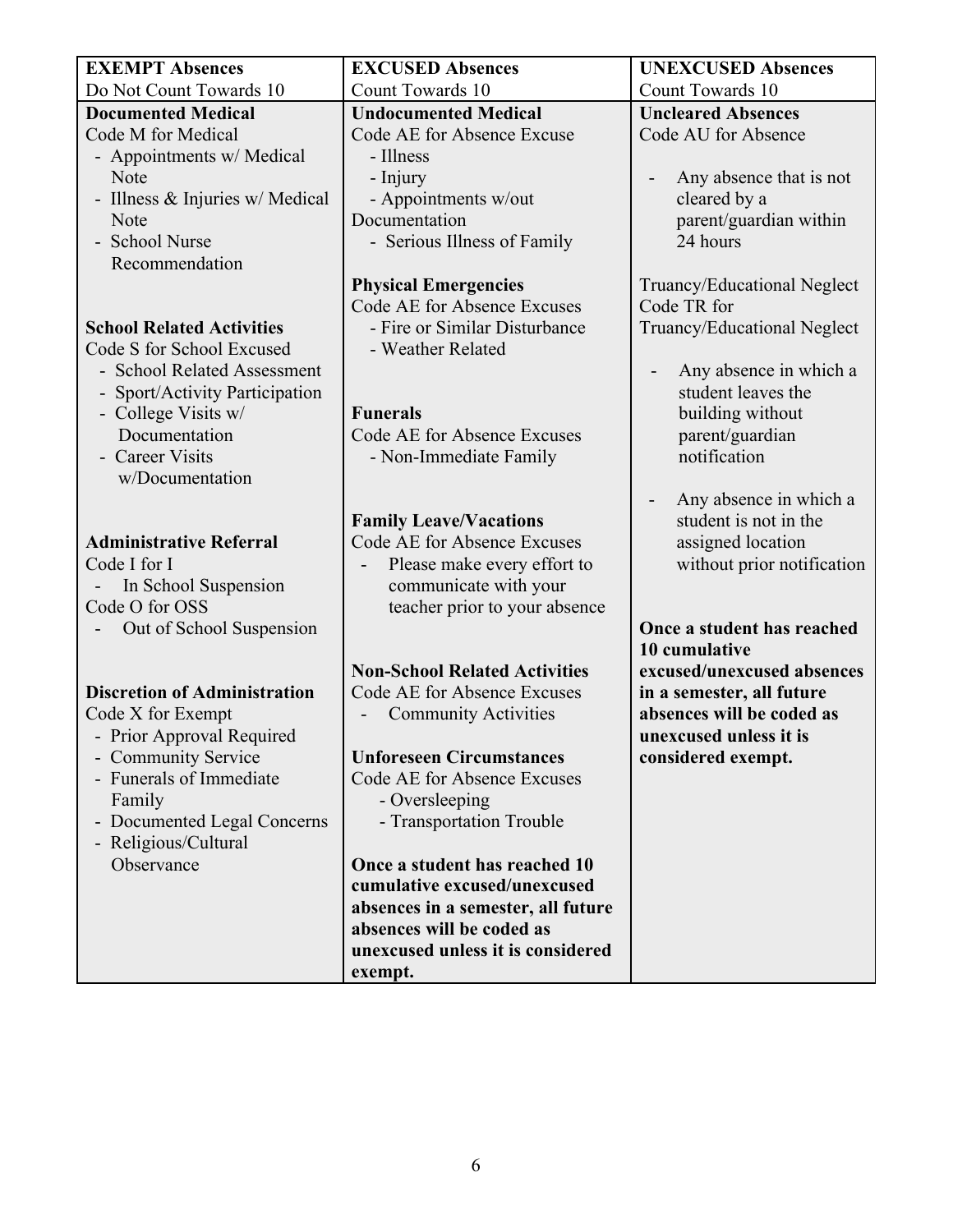| **EXEMPT Absences**<br>Do Not Count Towards 10 | **EXCUSED Absences**<br>Count Towards 10 | **UNEXCUSED Absences**<br>Count Towards 10 |
|---|---|---|
| **Documented Medical**<br>Code M for Medical<br>- Appointments w/ Medical Note<br>- Illness & Injuries w/ Medical Note<br>- School Nurse Recommendation<br><br>**School Related Activities**<br>Code S for School Excused<br>- School Related Assessment<br>- Sport/Activity Participation<br>- College Visits w/ Documentation<br>- Career Visits w/Documentation<br><br>**Administrative Referral**<br>Code I for I<br>- In School Suspension<br>Code O for OSS<br>- Out of School Suspension<br><br>**Discretion of Administration**<br>Code X for Exempt<br>- Prior Approval Required<br>- Community Service<br>- Funerals of Immediate Family<br>- Documented Legal Concerns<br>- Religious/Cultural Observance | **Undocumented Medical**<br>Code AE for Absence Excuse<br>- Illness<br>- Injury<br>- Appointments w/out Documentation<br>- Serious Illness of Family<br><br>**Physical Emergencies**<br>Code AE for Absence Excuses<br>- Fire or Similar Disturbance<br>- Weather Related<br><br>**Funerals**<br>Code AE for Absence Excuses<br>- Non-Immediate Family<br><br>**Family Leave/Vacations**<br>Code AE for Absence Excuses<br>- Please make every effort to communicate with your teacher prior to your absence<br><br>**Non-School Related Activities**<br>Code AE for Absence Excuses<br>- Community Activities<br><br>**Unforeseen Circumstances**<br>Code AE for Absence Excuses<br>- Oversleeping<br>- Transportation Trouble<br><br>**Once a student has reached 10 cumulative excused/unexcused absences in a semester, all future absences will be coded as unexcused unless it is considered exempt.** | **Uncleared Absences**<br>Code AU for Absence<br><br>- Any absence that is not cleared by a parent/guardian within 24 hours<br><br>Truancy/Educational Neglect<br>Code TR for Truancy/Educational Neglect<br><br>- Any absence in which a student leaves the building without parent/guardian notification<br><br>- Any absence in which a student is not in the assigned location without prior notification<br><br>**Once a student has reached 10 cumulative excused/unexcused absences in a semester, all future absences will be coded as unexcused unless it is considered exempt.** |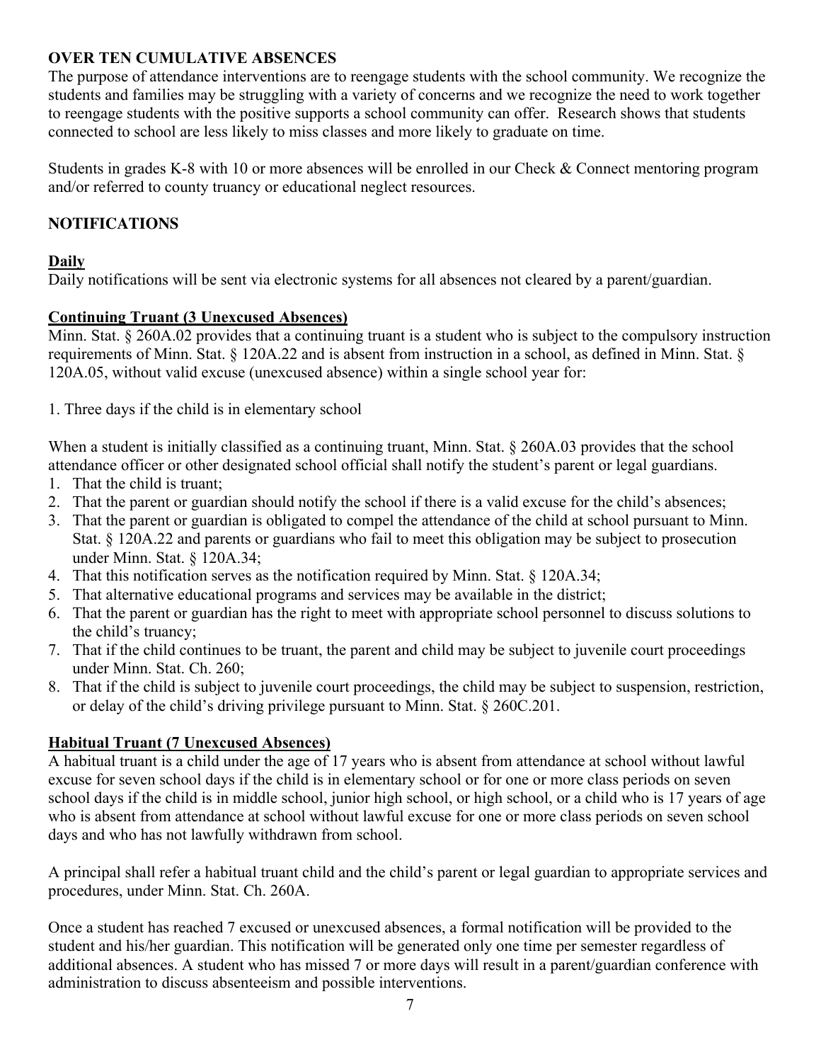## OVER TEN CUMULATIVE ABSENCES

The purpose of attendance interventions are to reengage students with the school community. We recognize the students and families may be struggling with a variety of concerns and we recognize the need to work together to reengage students with the positive supports a school community can offer. Research shows that students connected to school are less likely to miss classes and more likely to graduate on time.

Students in grades K-8 with 10 or more absences will be enrolled in our Check & Connect mentoring program and/or referred to county truancy or educational neglect resources.

## NOTIFICATIONS

### Daily

Daily notifications will be sent via electronic systems for all absences not cleared by a parent/guardian.

### Continuing Truant (3 Unexcused Absences)

Minn. Stat. § 260A.02 provides that a continuing truant is a student who is subject to the compulsory instruction requirements of Minn. Stat. § 120A.22 and is absent from instruction in a school, as defined in Minn. Stat. § 120A.05, without valid excuse (unexcused absence) within a single school year for:

1. Three days if the child is in elementary school

When a student is initially classified as a continuing truant, Minn. Stat. § 260A.03 provides that the school attendance officer or other designated school official shall notify the student's parent or legal guardians.

1. That the child is truant;
2. That the parent or guardian should notify the school if there is a valid excuse for the child's absences;
3. That the parent or guardian is obligated to compel the attendance of the child at school pursuant to Minn. Stat. § 120A.22 and parents or guardians who fail to meet this obligation may be subject to prosecution under Minn. Stat. § 120A.34;
4. That this notification serves as the notification required by Minn. Stat. § 120A.34;
5. That alternative educational programs and services may be available in the district;
6. That the parent or guardian has the right to meet with appropriate school personnel to discuss solutions to the child's truancy;
7. That if the child continues to be truant, the parent and child may be subject to juvenile court proceedings under Minn. Stat. Ch. 260;
8. That if the child is subject to juvenile court proceedings, the child may be subject to suspension, restriction, or delay of the child's driving privilege pursuant to Minn. Stat. § 260C.201.

### Habitual Truant (7 Unexcused Absences)

A habitual truant is a child under the age of 17 years who is absent from attendance at school without lawful excuse for seven school days if the child is in elementary school or for one or more class periods on seven school days if the child is in middle school, junior high school, or high school, or a child who is 17 years of age who is absent from attendance at school without lawful excuse for one or more class periods on seven school days and who has not lawfully withdrawn from school.

A principal shall refer a habitual truant child and the child's parent or legal guardian to appropriate services and procedures, under Minn. Stat. Ch. 260A.

Once a student has reached 7 excused or unexcused absences, a formal notification will be provided to the student and his/her guardian. This notification will be generated only one time per semester regardless of additional absences. A student who has missed 7 or more days will result in a parent/guardian conference with administration to discuss absenteeism and possible interventions.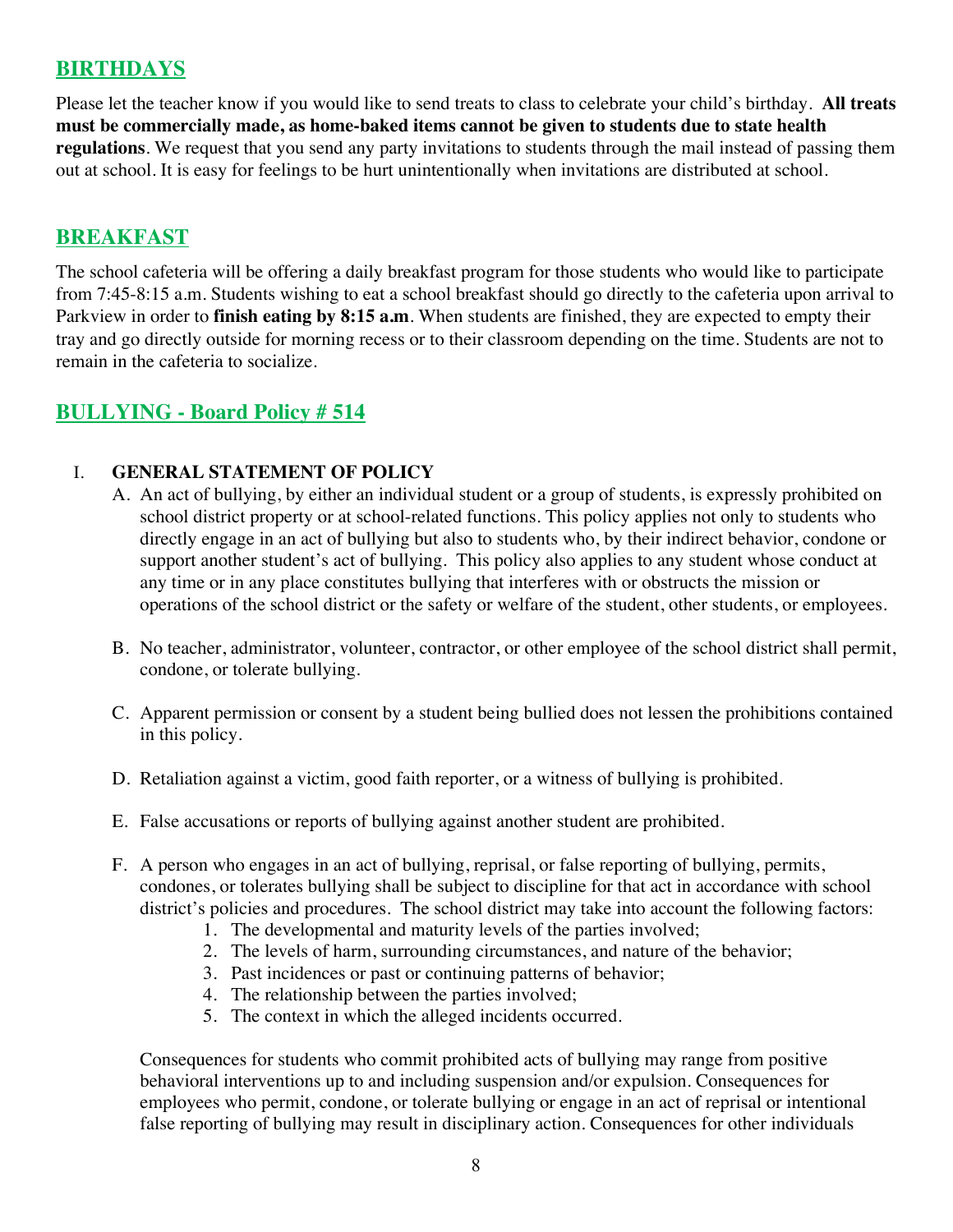## BIRTHDAYS

Please let the teacher know if you would like to send treats to class to celebrate your child's birthday. **All treats must be commercially made, as home-baked items cannot be given to students due to state health regulations**. We request that you send any party invitations to students through the mail instead of passing them out at school. It is easy for feelings to be hurt unintentionally when invitations are distributed at school.

## BREAKFAST

The school cafeteria will be offering a daily breakfast program for those students who would like to participate from 7:45-8:15 a.m. Students wishing to eat a school breakfast should go directly to the cafeteria upon arrival to Parkview in order to **finish eating by 8:15 a.m**. When students are finished, they are expected to empty their tray and go directly outside for morning recess or to their classroom depending on the time. Students are not to remain in the cafeteria to socialize.

## BULLYING - Board Policy # 514

I. **GENERAL STATEMENT OF POLICY**

A. An act of bullying, by either an individual student or a group of students, is expressly prohibited on school district property or at school-related functions. This policy applies not only to students who directly engage in an act of bullying but also to students who, by their indirect behavior, condone or support another student's act of bullying. This policy also applies to any student whose conduct at any time or in any place constitutes bullying that interferes with or obstructs the mission or operations of the school district or the safety or welfare of the student, other students, or employees.

B. No teacher, administrator, volunteer, contractor, or other employee of the school district shall permit, condone, or tolerate bullying.

C. Apparent permission or consent by a student being bullied does not lessen the prohibitions contained in this policy.

D. Retaliation against a victim, good faith reporter, or a witness of bullying is prohibited.

E. False accusations or reports of bullying against another student are prohibited.

F. A person who engages in an act of bullying, reprisal, or false reporting of bullying, permits, condones, or tolerates bullying shall be subject to discipline for that act in accordance with school district's policies and procedures. The school district may take into account the following factors:

1. The developmental and maturity levels of the parties involved;
2. The levels of harm, surrounding circumstances, and nature of the behavior;
3. Past incidences or past or continuing patterns of behavior;
4. The relationship between the parties involved;
5. The context in which the alleged incidents occurred.

Consequences for students who commit prohibited acts of bullying may range from positive behavioral interventions up to and including suspension and/or expulsion. Consequences for employees who permit, condone, or tolerate bullying or engage in an act of reprisal or intentional false reporting of bullying may result in disciplinary action. Consequences for other individuals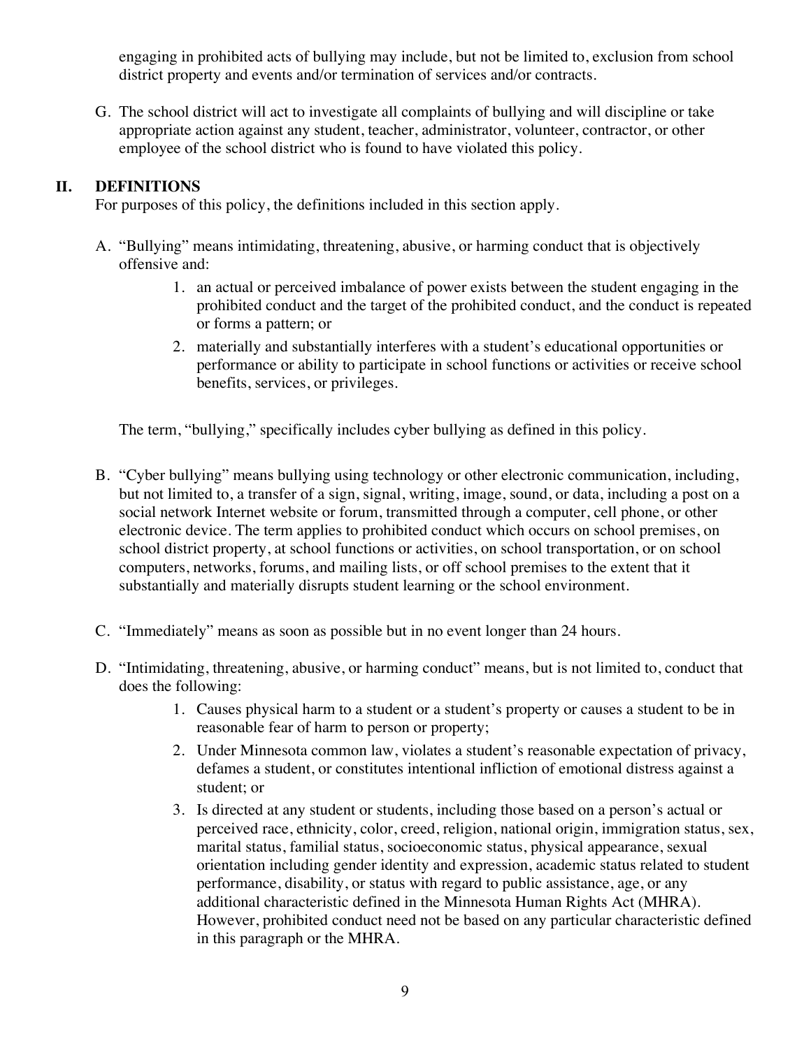engaging in prohibited acts of bullying may include, but not be limited to, exclusion from school district property and events and/or termination of services and/or contracts.

G. The school district will act to investigate all complaints of bullying and will discipline or take appropriate action against any student, teacher, administrator, volunteer, contractor, or other employee of the school district who is found to have violated this policy.

## II. DEFINITIONS

For purposes of this policy, the definitions included in this section apply.

A. "Bullying" means intimidating, threatening, abusive, or harming conduct that is objectively offensive and:

1. an actual or perceived imbalance of power exists between the student engaging in the prohibited conduct and the target of the prohibited conduct, and the conduct is repeated or forms a pattern; or
2. materially and substantially interferes with a student's educational opportunities or performance or ability to participate in school functions or activities or receive school benefits, services, or privileges.

The term, "bullying," specifically includes cyber bullying as defined in this policy.

B. "Cyber bullying" means bullying using technology or other electronic communication, including, but not limited to, a transfer of a sign, signal, writing, image, sound, or data, including a post on a social network Internet website or forum, transmitted through a computer, cell phone, or other electronic device. The term applies to prohibited conduct which occurs on school premises, on school district property, at school functions or activities, on school transportation, or on school computers, networks, forums, and mailing lists, or off school premises to the extent that it substantially and materially disrupts student learning or the school environment.

C. "Immediately" means as soon as possible but in no event longer than 24 hours.

D. "Intimidating, threatening, abusive, or harming conduct" means, but is not limited to, conduct that does the following:

1. Causes physical harm to a student or a student's property or causes a student to be in reasonable fear of harm to person or property;
2. Under Minnesota common law, violates a student's reasonable expectation of privacy, defames a student, or constitutes intentional infliction of emotional distress against a student; or
3. Is directed at any student or students, including those based on a person's actual or perceived race, ethnicity, color, creed, religion, national origin, immigration status, sex, marital status, familial status, socioeconomic status, physical appearance, sexual orientation including gender identity and expression, academic status related to student performance, disability, or status with regard to public assistance, age, or any additional characteristic defined in the Minnesota Human Rights Act (MHRA). However, prohibited conduct need not be based on any particular characteristic defined in this paragraph or the MHRA.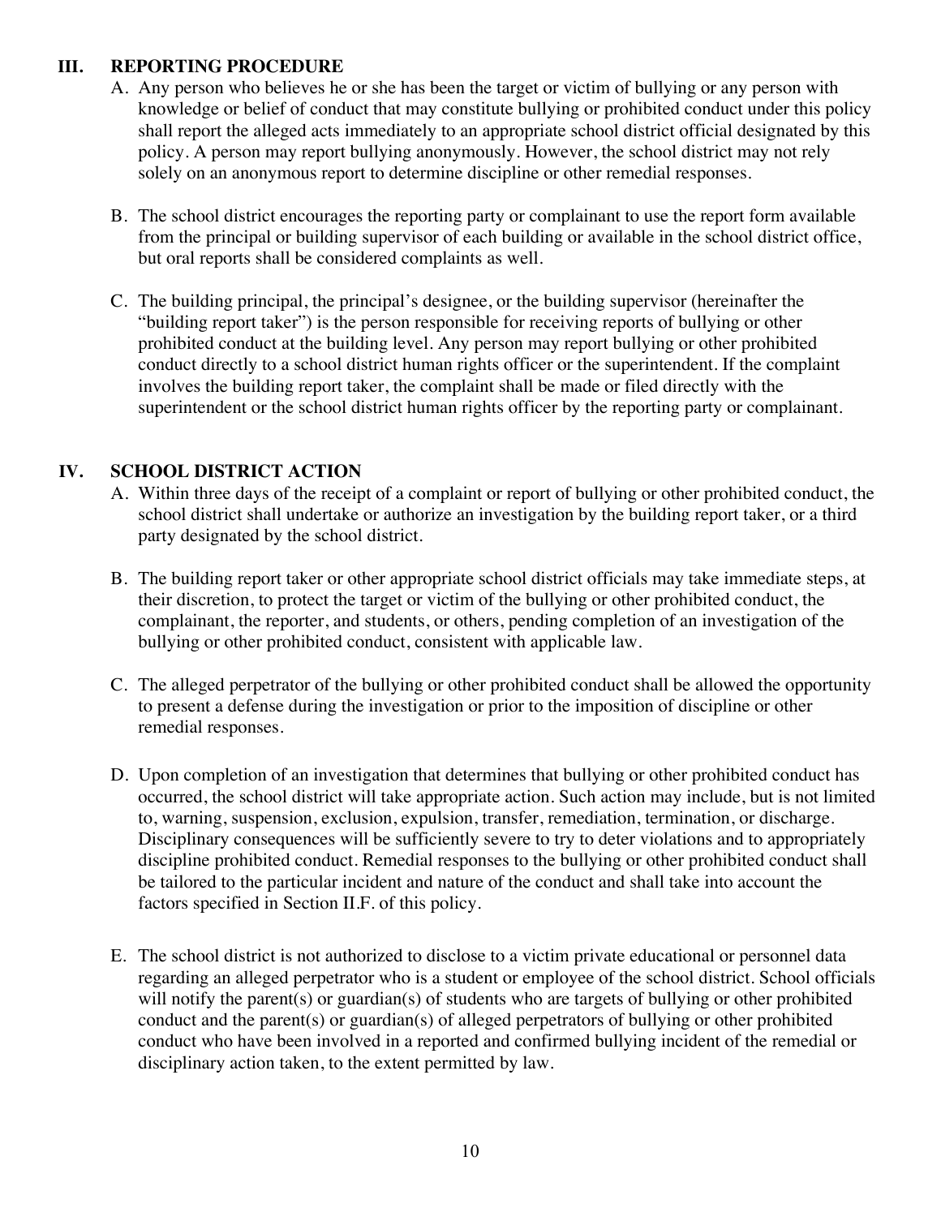## III. REPORTING PROCEDURE

A. Any person who believes he or she has been the target or victim of bullying or any person with knowledge or belief of conduct that may constitute bullying or prohibited conduct under this policy shall report the alleged acts immediately to an appropriate school district official designated by this policy. A person may report bullying anonymously. However, the school district may not rely solely on an anonymous report to determine discipline or other remedial responses.

B. The school district encourages the reporting party or complainant to use the report form available from the principal or building supervisor of each building or available in the school district office, but oral reports shall be considered complaints as well.

C. The building principal, the principal's designee, or the building supervisor (hereinafter the "building report taker") is the person responsible for receiving reports of bullying or other prohibited conduct at the building level. Any person may report bullying or other prohibited conduct directly to a school district human rights officer or the superintendent. If the complaint involves the building report taker, the complaint shall be made or filed directly with the superintendent or the school district human rights officer by the reporting party or complainant.

## IV. SCHOOL DISTRICT ACTION

A. Within three days of the receipt of a complaint or report of bullying or other prohibited conduct, the school district shall undertake or authorize an investigation by the building report taker, or a third party designated by the school district.

B. The building report taker or other appropriate school district officials may take immediate steps, at their discretion, to protect the target or victim of the bullying or other prohibited conduct, the complainant, the reporter, and students, or others, pending completion of an investigation of the bullying or other prohibited conduct, consistent with applicable law.

C. The alleged perpetrator of the bullying or other prohibited conduct shall be allowed the opportunity to present a defense during the investigation or prior to the imposition of discipline or other remedial responses.

D. Upon completion of an investigation that determines that bullying or other prohibited conduct has occurred, the school district will take appropriate action. Such action may include, but is not limited to, warning, suspension, exclusion, expulsion, transfer, remediation, termination, or discharge. Disciplinary consequences will be sufficiently severe to try to deter violations and to appropriately discipline prohibited conduct. Remedial responses to the bullying or other prohibited conduct shall be tailored to the particular incident and nature of the conduct and shall take into account the factors specified in Section II.F. of this policy.

E. The school district is not authorized to disclose to a victim private educational or personnel data regarding an alleged perpetrator who is a student or employee of the school district. School officials will notify the parent(s) or guardian(s) of students who are targets of bullying or other prohibited conduct and the parent(s) or guardian(s) of alleged perpetrators of bullying or other prohibited conduct who have been involved in a reported and confirmed bullying incident of the remedial or disciplinary action taken, to the extent permitted by law.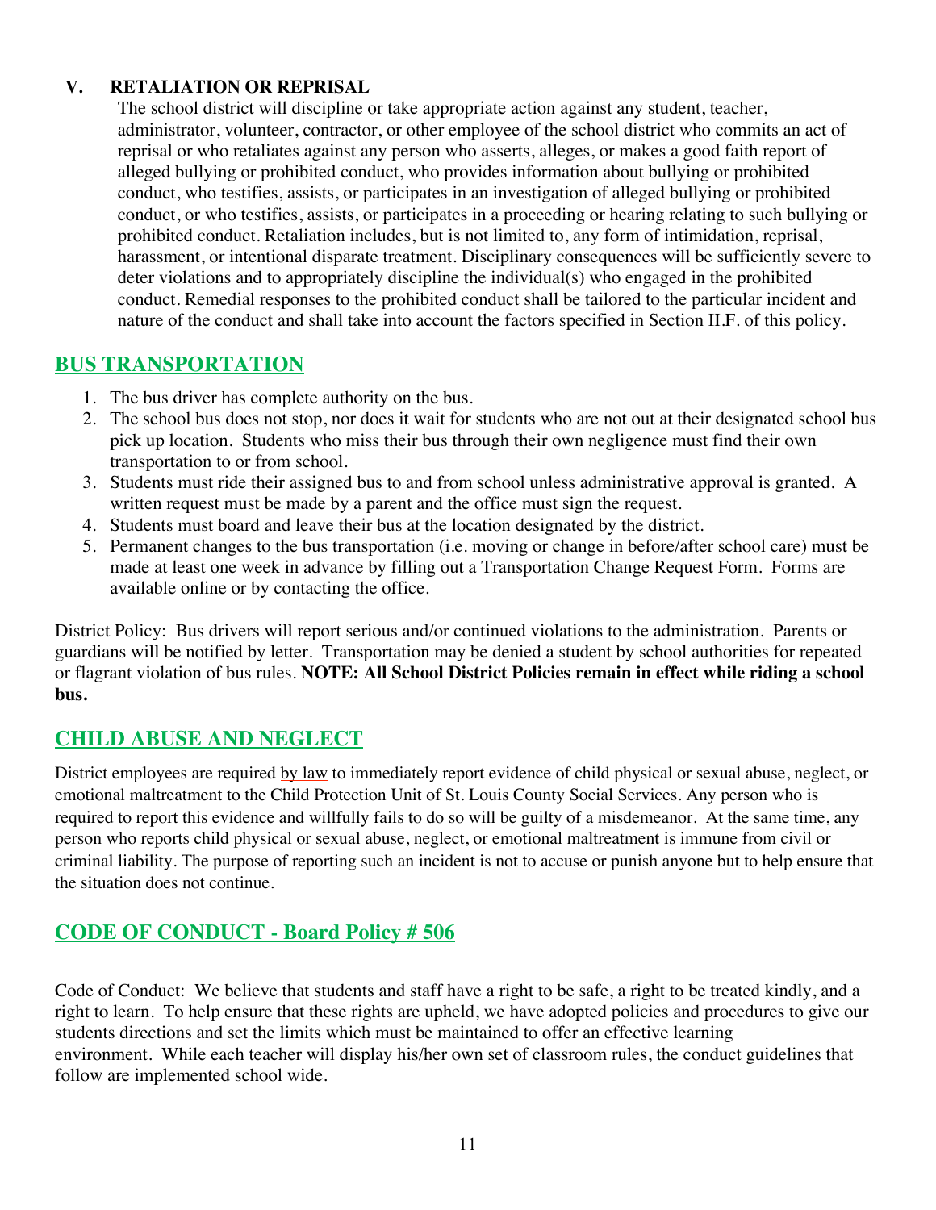### V. RETALIATION OR REPRISAL

The school district will discipline or take appropriate action against any student, teacher, administrator, volunteer, contractor, or other employee of the school district who commits an act of reprisal or who retaliates against any person who asserts, alleges, or makes a good faith report of alleged bullying or prohibited conduct, who provides information about bullying or prohibited conduct, who testifies, assists, or participates in an investigation of alleged bullying or prohibited conduct, or who testifies, assists, or participates in a proceeding or hearing relating to such bullying or prohibited conduct. Retaliation includes, but is not limited to, any form of intimidation, reprisal, harassment, or intentional disparate treatment. Disciplinary consequences will be sufficiently severe to deter violations and to appropriately discipline the individual(s) who engaged in the prohibited conduct. Remedial responses to the prohibited conduct shall be tailored to the particular incident and nature of the conduct and shall take into account the factors specified in Section II.F. of this policy.

## BUS TRANSPORTATION

1. The bus driver has complete authority on the bus.
2. The school bus does not stop, nor does it wait for students who are not out at their designated school bus pick up location. Students who miss their bus through their own negligence must find their own transportation to or from school.
3. Students must ride their assigned bus to and from school unless administrative approval is granted. A written request must be made by a parent and the office must sign the request.
4. Students must board and leave their bus at the location designated by the district.
5. Permanent changes to the bus transportation (i.e. moving or change in before/after school care) must be made at least one week in advance by filling out a Transportation Change Request Form. Forms are available online or by contacting the office.

District Policy: Bus drivers will report serious and/or continued violations to the administration. Parents or guardians will be notified by letter. Transportation may be denied a student by school authorities for repeated or flagrant violation of bus rules. **NOTE: All School District Policies remain in effect while riding a school bus.**

## CHILD ABUSE AND NEGLECT

District employees are required by law to immediately report evidence of child physical or sexual abuse, neglect, or emotional maltreatment to the Child Protection Unit of St. Louis County Social Services. Any person who is required to report this evidence and willfully fails to do so will be guilty of a misdemeanor. At the same time, any person who reports child physical or sexual abuse, neglect, or emotional maltreatment is immune from civil or criminal liability. The purpose of reporting such an incident is not to accuse or punish anyone but to help ensure that the situation does not continue.

## CODE OF CONDUCT - Board Policy # 506

Code of Conduct: We believe that students and staff have a right to be safe, a right to be treated kindly, and a right to learn. To help ensure that these rights are upheld, we have adopted policies and procedures to give our students directions and set the limits which must be maintained to offer an effective learning environment. While each teacher will display his/her own set of classroom rules, the conduct guidelines that follow are implemented school wide.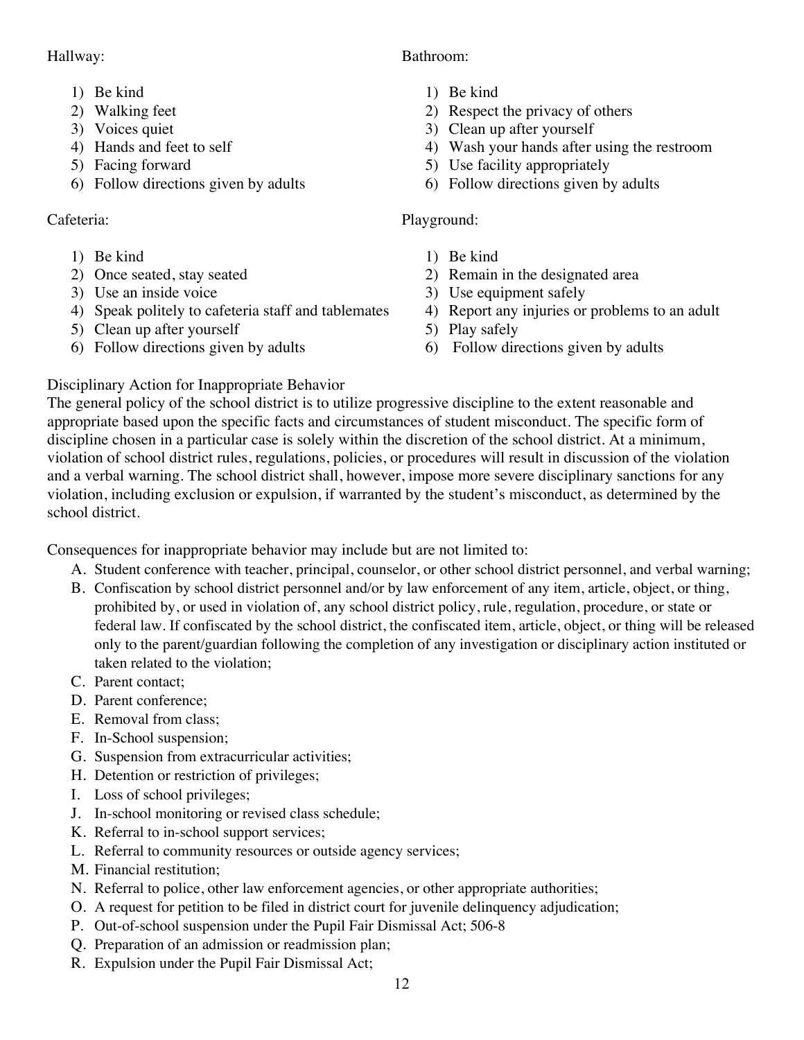Hallway:

1) Be kind
2) Walking feet
3) Voices quiet
4) Hands and feet to self
5) Facing forward
6) Follow directions given by adults

Bathroom:

1) Be kind
2) Respect the privacy of others
3) Clean up after yourself
4) Wash your hands after using the restroom
5) Use facility appropriately
6) Follow directions given by adults

Cafeteria:

1) Be kind
2) Once seated, stay seated
3) Use an inside voice
4) Speak politely to cafeteria staff and tablemates
5) Clean up after yourself
6) Follow directions given by adults

Playground:

1) Be kind
2) Remain in the designated area
3) Use equipment safely
4) Report any injuries or problems to an adult
5) Play safely
6) Follow directions given by adults

Disciplinary Action for Inappropriate Behavior

The general policy of the school district is to utilize progressive discipline to the extent reasonable and appropriate based upon the specific facts and circumstances of student misconduct. The specific form of discipline chosen in a particular case is solely within the discretion of the school district. At a minimum, violation of school district rules, regulations, policies, or procedures will result in discussion of the violation and a verbal warning. The school district shall, however, impose more severe disciplinary sanctions for any violation, including exclusion or expulsion, if warranted by the student's misconduct, as determined by the school district.

Consequences for inappropriate behavior may include but are not limited to:

A. Student conference with teacher, principal, counselor, or other school district personnel, and verbal warning;
B. Confiscation by school district personnel and/or by law enforcement of any item, article, object, or thing, prohibited by, or used in violation of, any school district policy, rule, regulation, procedure, or state or federal law. If confiscated by the school district, the confiscated item, article, object, or thing will be released only to the parent/guardian following the completion of any investigation or disciplinary action instituted or taken related to the violation;
C. Parent contact;
D. Parent conference;
E. Removal from class;
F. In-School suspension;
G. Suspension from extracurricular activities;
H. Detention or restriction of privileges;
I. Loss of school privileges;
J. In-school monitoring or revised class schedule;
K. Referral to in-school support services;
L. Referral to community resources or outside agency services;
M. Financial restitution;
N. Referral to police, other law enforcement agencies, or other appropriate authorities;
O. A request for petition to be filed in district court for juvenile delinquency adjudication;
P. Out-of-school suspension under the Pupil Fair Dismissal Act; 506-8
Q. Preparation of an admission or readmission plan;
R. Expulsion under the Pupil Fair Dismissal Act;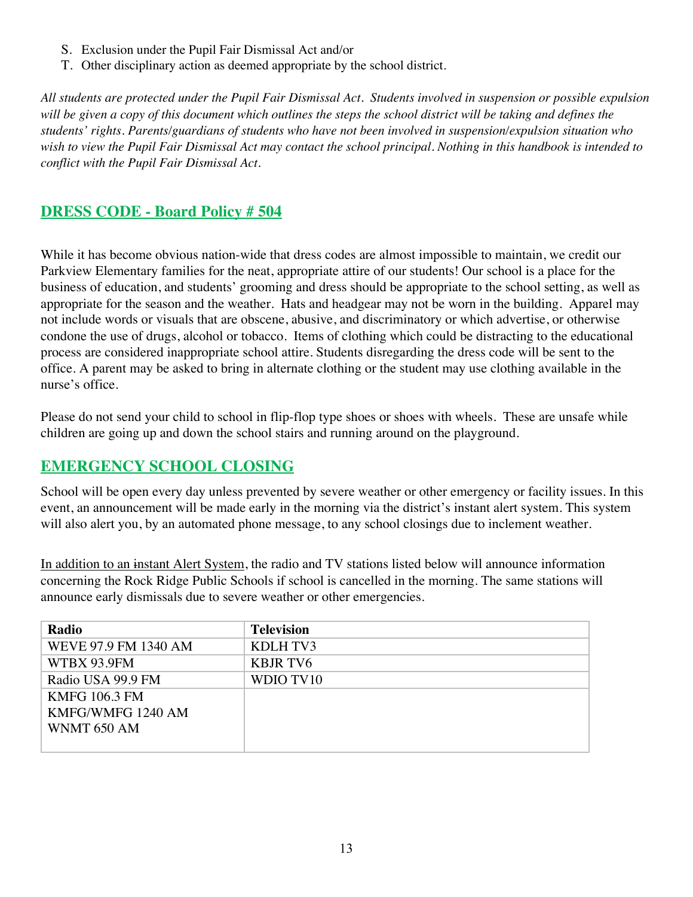S. Exclusion under the Pupil Fair Dismissal Act and/or
T. Other disciplinary action as deemed appropriate by the school district.

*All students are protected under the Pupil Fair Dismissal Act. Students involved in suspension or possible expulsion will be given a copy of this document which outlines the steps the school district will be taking and defines the students' rights. Parents/guardians of students who have not been involved in suspension/expulsion situation who wish to view the Pupil Fair Dismissal Act may contact the school principal. Nothing in this handbook is intended to conflict with the Pupil Fair Dismissal Act.*

## DRESS CODE - Board Policy # 504

While it has become obvious nation-wide that dress codes are almost impossible to maintain, we credit our Parkview Elementary families for the neat, appropriate attire of our students! Our school is a place for the business of education, and students' grooming and dress should be appropriate to the school setting, as well as appropriate for the season and the weather. Hats and headgear may not be worn in the building. Apparel may not include words or visuals that are obscene, abusive, and discriminatory or which advertise, or otherwise condone the use of drugs, alcohol or tobacco. Items of clothing which could be distracting to the educational process are considered inappropriate school attire. Students disregarding the dress code will be sent to the office. A parent may be asked to bring in alternate clothing or the student may use clothing available in the nurse's office.

Please do not send your child to school in flip-flop type shoes or shoes with wheels. These are unsafe while children are going up and down the school stairs and running around on the playground.

## EMERGENCY SCHOOL CLOSING

School will be open every day unless prevented by severe weather or other emergency or facility issues. In this event, an announcement will be made early in the morning via the district's instant alert system. This system will also alert you, by an automated phone message, to any school closings due to inclement weather.

In addition to an instant Alert System, the radio and TV stations listed below will announce information concerning the Rock Ridge Public Schools if school is cancelled in the morning. The same stations will announce early dismissals due to severe weather or other emergencies.

| Radio | Television |
|---|---|
| WEVE 97.9 FM 1340 AM | KDLH TV3 |
| WTBX 93.9FM | KBJR TV6 |
| Radio USA 99.9 FM | WDIO TV10 |
| KMFG 106.3 FM<br>KMFG/WMFG 1240 AM<br>WNMT 650 AM | |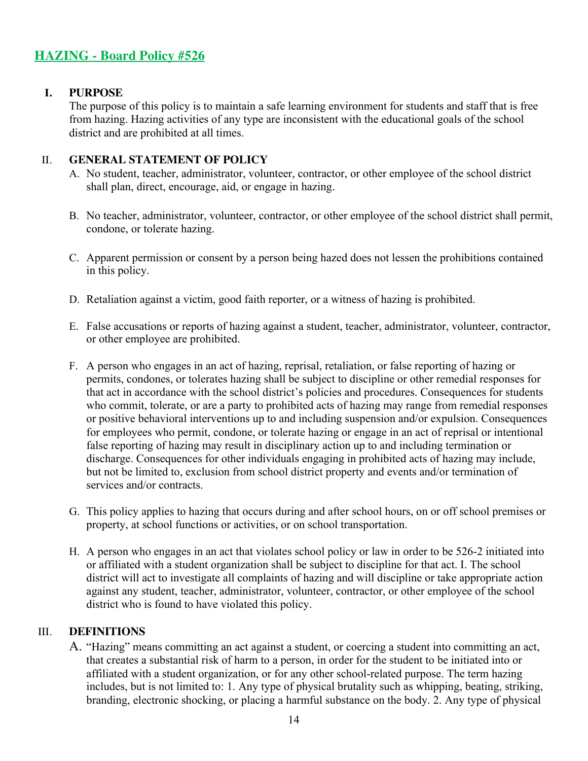## HAZING - Board Policy #526

**I. PURPOSE**

The purpose of this policy is to maintain a safe learning environment for students and staff that is free from hazing. Hazing activities of any type are inconsistent with the educational goals of the school district and are prohibited at all times.

**II. GENERAL STATEMENT OF POLICY**

A. No student, teacher, administrator, volunteer, contractor, or other employee of the school district shall plan, direct, encourage, aid, or engage in hazing.

B. No teacher, administrator, volunteer, contractor, or other employee of the school district shall permit, condone, or tolerate hazing.

C. Apparent permission or consent by a person being hazed does not lessen the prohibitions contained in this policy.

D. Retaliation against a victim, good faith reporter, or a witness of hazing is prohibited.

E. False accusations or reports of hazing against a student, teacher, administrator, volunteer, contractor, or other employee are prohibited.

F. A person who engages in an act of hazing, reprisal, retaliation, or false reporting of hazing or permits, condones, or tolerates hazing shall be subject to discipline or other remedial responses for that act in accordance with the school district's policies and procedures. Consequences for students who commit, tolerate, or are a party to prohibited acts of hazing may range from remedial responses or positive behavioral interventions up to and including suspension and/or expulsion. Consequences for employees who permit, condone, or tolerate hazing or engage in an act of reprisal or intentional false reporting of hazing may result in disciplinary action up to and including termination or discharge. Consequences for other individuals engaging in prohibited acts of hazing may include, but not be limited to, exclusion from school district property and events and/or termination of services and/or contracts.

G. This policy applies to hazing that occurs during and after school hours, on or off school premises or property, at school functions or activities, or on school transportation.

H. A person who engages in an act that violates school policy or law in order to be 526-2 initiated into or affiliated with a student organization shall be subject to discipline for that act. I. The school district will act to investigate all complaints of hazing and will discipline or take appropriate action against any student, teacher, administrator, volunteer, contractor, or other employee of the school district who is found to have violated this policy.

**III. DEFINITIONS**

A. "Hazing" means committing an act against a student, or coercing a student into committing an act, that creates a substantial risk of harm to a person, in order for the student to be initiated into or affiliated with a student organization, or for any other school-related purpose. The term hazing includes, but is not limited to: 1. Any type of physical brutality such as whipping, beating, striking, branding, electronic shocking, or placing a harmful substance on the body. 2. Any type of physical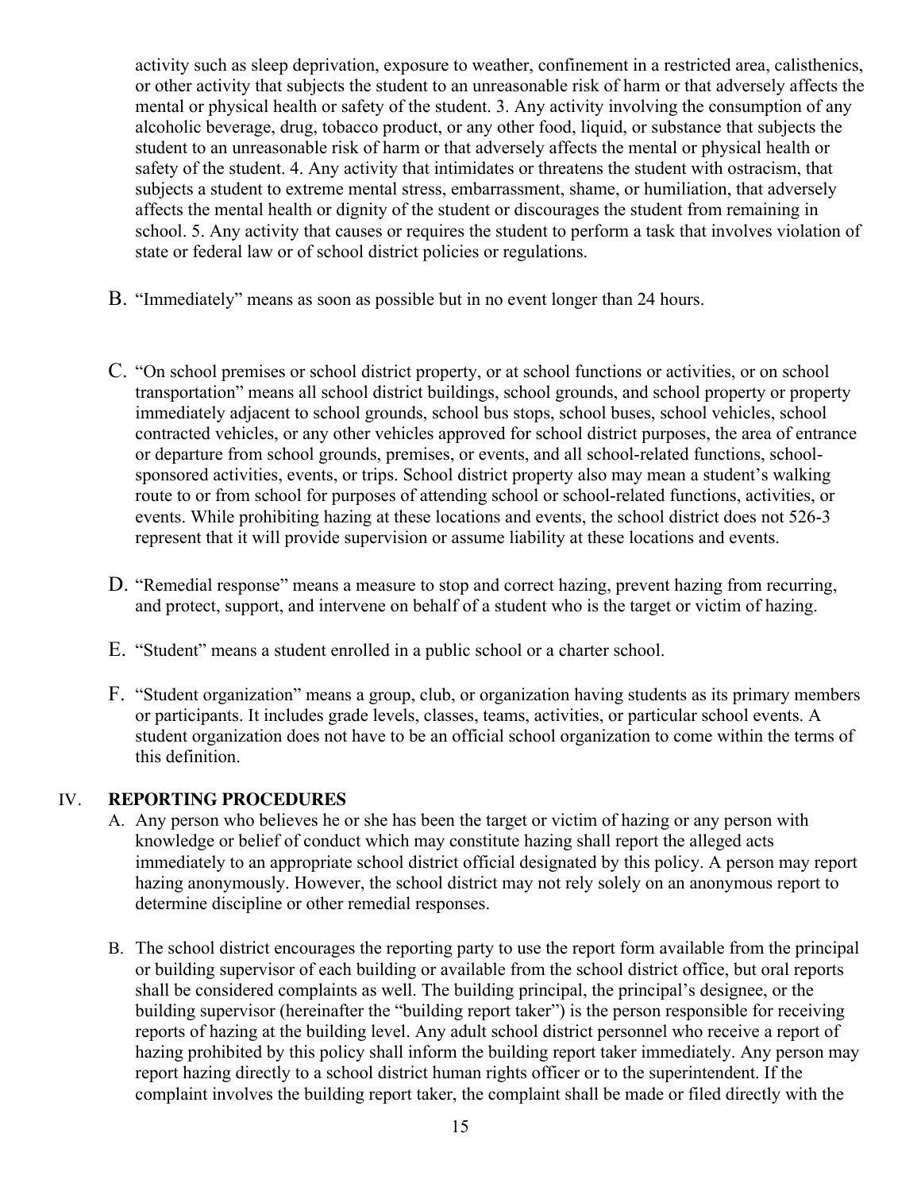activity such as sleep deprivation, exposure to weather, confinement in a restricted area, calisthenics, or other activity that subjects the student to an unreasonable risk of harm or that adversely affects the mental or physical health or safety of the student. 3. Any activity involving the consumption of any alcoholic beverage, drug, tobacco product, or any other food, liquid, or substance that subjects the student to an unreasonable risk of harm or that adversely affects the mental or physical health or safety of the student. 4. Any activity that intimidates or threatens the student with ostracism, that subjects a student to extreme mental stress, embarrassment, shame, or humiliation, that adversely affects the mental health or dignity of the student or discourages the student from remaining in school. 5. Any activity that causes or requires the student to perform a task that involves violation of state or federal law or of school district policies or regulations.

B. "Immediately" means as soon as possible but in no event longer than 24 hours.

C. "On school premises or school district property, or at school functions or activities, or on school transportation" means all school district buildings, school grounds, and school property or property immediately adjacent to school grounds, school bus stops, school buses, school vehicles, school contracted vehicles, or any other vehicles approved for school district purposes, the area of entrance or departure from school grounds, premises, or events, and all school-related functions, school-sponsored activities, events, or trips. School district property also may mean a student's walking route to or from school for purposes of attending school or school-related functions, activities, or events. While prohibiting hazing at these locations and events, the school district does not 526-3 represent that it will provide supervision or assume liability at these locations and events.

D. "Remedial response" means a measure to stop and correct hazing, prevent hazing from recurring, and protect, support, and intervene on behalf of a student who is the target or victim of hazing.

E. "Student" means a student enrolled in a public school or a charter school.

F. "Student organization" means a group, club, or organization having students as its primary members or participants. It includes grade levels, classes, teams, activities, or particular school events. A student organization does not have to be an official school organization to come within the terms of this definition.

## IV. REPORTING PROCEDURES

A. Any person who believes he or she has been the target or victim of hazing or any person with knowledge or belief of conduct which may constitute hazing shall report the alleged acts immediately to an appropriate school district official designated by this policy. A person may report hazing anonymously. However, the school district may not rely solely on an anonymous report to determine discipline or other remedial responses.

B. The school district encourages the reporting party to use the report form available from the principal or building supervisor of each building or available from the school district office, but oral reports shall be considered complaints as well. The building principal, the principal's designee, or the building supervisor (hereinafter the "building report taker") is the person responsible for receiving reports of hazing at the building level. Any adult school district personnel who receive a report of hazing prohibited by this policy shall inform the building report taker immediately. Any person may report hazing directly to a school district human rights officer or to the superintendent. If the complaint involves the building report taker, the complaint shall be made or filed directly with the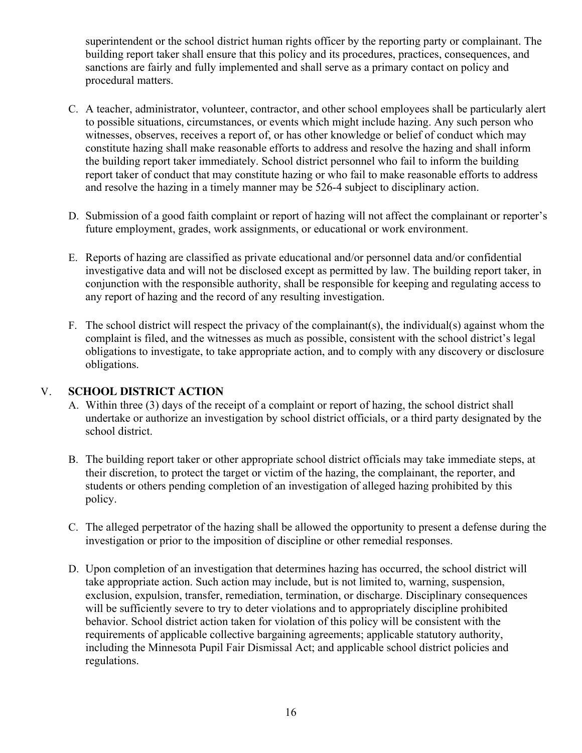superintendent or the school district human rights officer by the reporting party or complainant. The building report taker shall ensure that this policy and its procedures, practices, consequences, and sanctions are fairly and fully implemented and shall serve as a primary contact on policy and procedural matters.

C. A teacher, administrator, volunteer, contractor, and other school employees shall be particularly alert to possible situations, circumstances, or events which might include hazing. Any such person who witnesses, observes, receives a report of, or has other knowledge or belief of conduct which may constitute hazing shall make reasonable efforts to address and resolve the hazing and shall inform the building report taker immediately. School district personnel who fail to inform the building report taker of conduct that may constitute hazing or who fail to make reasonable efforts to address and resolve the hazing in a timely manner may be 526-4 subject to disciplinary action.

D. Submission of a good faith complaint or report of hazing will not affect the complainant or reporter's future employment, grades, work assignments, or educational or work environment.

E. Reports of hazing are classified as private educational and/or personnel data and/or confidential investigative data and will not be disclosed except as permitted by law. The building report taker, in conjunction with the responsible authority, shall be responsible for keeping and regulating access to any report of hazing and the record of any resulting investigation.

F. The school district will respect the privacy of the complainant(s), the individual(s) against whom the complaint is filed, and the witnesses as much as possible, consistent with the school district's legal obligations to investigate, to take appropriate action, and to comply with any discovery or disclosure obligations.

## V. SCHOOL DISTRICT ACTION

A. Within three (3) days of the receipt of a complaint or report of hazing, the school district shall undertake or authorize an investigation by school district officials, or a third party designated by the school district.

B. The building report taker or other appropriate school district officials may take immediate steps, at their discretion, to protect the target or victim of the hazing, the complainant, the reporter, and students or others pending completion of an investigation of alleged hazing prohibited by this policy.

C. The alleged perpetrator of the hazing shall be allowed the opportunity to present a defense during the investigation or prior to the imposition of discipline or other remedial responses.

D. Upon completion of an investigation that determines hazing has occurred, the school district will take appropriate action. Such action may include, but is not limited to, warning, suspension, exclusion, expulsion, transfer, remediation, termination, or discharge. Disciplinary consequences will be sufficiently severe to try to deter violations and to appropriately discipline prohibited behavior. School district action taken for violation of this policy will be consistent with the requirements of applicable collective bargaining agreements; applicable statutory authority, including the Minnesota Pupil Fair Dismissal Act; and applicable school district policies and regulations.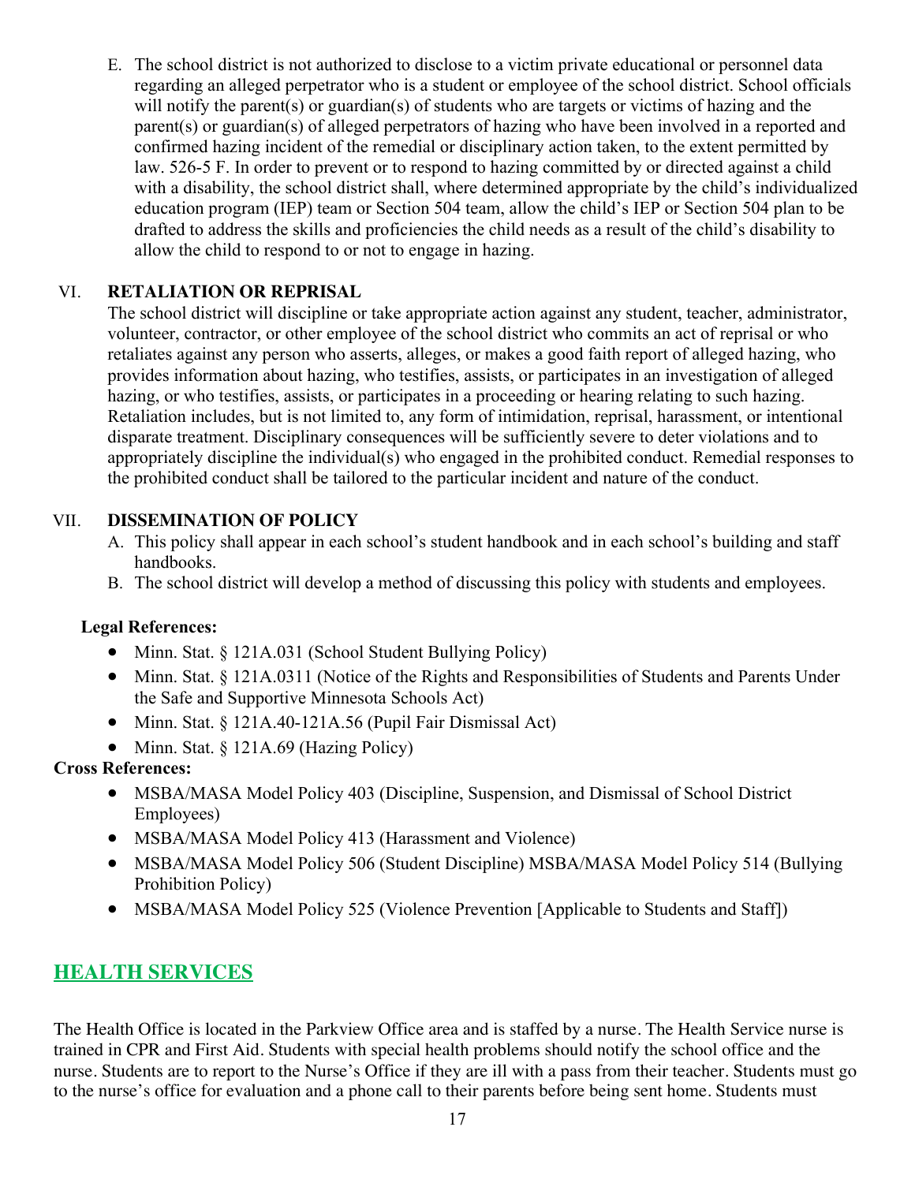E. The school district is not authorized to disclose to a victim private educational or personnel data regarding an alleged perpetrator who is a student or employee of the school district. School officials will notify the parent(s) or guardian(s) of students who are targets or victims of hazing and the parent(s) or guardian(s) of alleged perpetrators of hazing who have been involved in a reported and confirmed hazing incident of the remedial or disciplinary action taken, to the extent permitted by law. 526-5 F. In order to prevent or to respond to hazing committed by or directed against a child with a disability, the school district shall, where determined appropriate by the child's individualized education program (IEP) team or Section 504 team, allow the child's IEP or Section 504 plan to be drafted to address the skills and proficiencies the child needs as a result of the child's disability to allow the child to respond to or not to engage in hazing.

VI. **RETALIATION OR REPRISAL**

The school district will discipline or take appropriate action against any student, teacher, administrator, volunteer, contractor, or other employee of the school district who commits an act of reprisal or who retaliates against any person who asserts, alleges, or makes a good faith report of alleged hazing, who provides information about hazing, who testifies, assists, or participates in an investigation of alleged hazing, or who testifies, assists, or participates in a proceeding or hearing relating to such hazing. Retaliation includes, but is not limited to, any form of intimidation, reprisal, harassment, or intentional disparate treatment. Disciplinary consequences will be sufficiently severe to deter violations and to appropriately discipline the individual(s) who engaged in the prohibited conduct. Remedial responses to the prohibited conduct shall be tailored to the particular incident and nature of the conduct.

VII. **DISSEMINATION OF POLICY**

A. This policy shall appear in each school's student handbook and in each school's building and staff handbooks.
B. The school district will develop a method of discussing this policy with students and employees.

**Legal References:**

- Minn. Stat. § 121A.031 (School Student Bullying Policy)
- Minn. Stat. § 121A.0311 (Notice of the Rights and Responsibilities of Students and Parents Under the Safe and Supportive Minnesota Schools Act)
- Minn. Stat. § 121A.40-121A.56 (Pupil Fair Dismissal Act)
- Minn. Stat. § 121A.69 (Hazing Policy)

**Cross References:**

- MSBA/MASA Model Policy 403 (Discipline, Suspension, and Dismissal of School District Employees)
- MSBA/MASA Model Policy 413 (Harassment and Violence)
- MSBA/MASA Model Policy 506 (Student Discipline) MSBA/MASA Model Policy 514 (Bullying Prohibition Policy)
- MSBA/MASA Model Policy 525 (Violence Prevention [Applicable to Students and Staff])

## HEALTH SERVICES

The Health Office is located in the Parkview Office area and is staffed by a nurse. The Health Service nurse is trained in CPR and First Aid. Students with special health problems should notify the school office and the nurse. Students are to report to the Nurse's Office if they are ill with a pass from their teacher. Students must go to the nurse's office for evaluation and a phone call to their parents before being sent home. Students must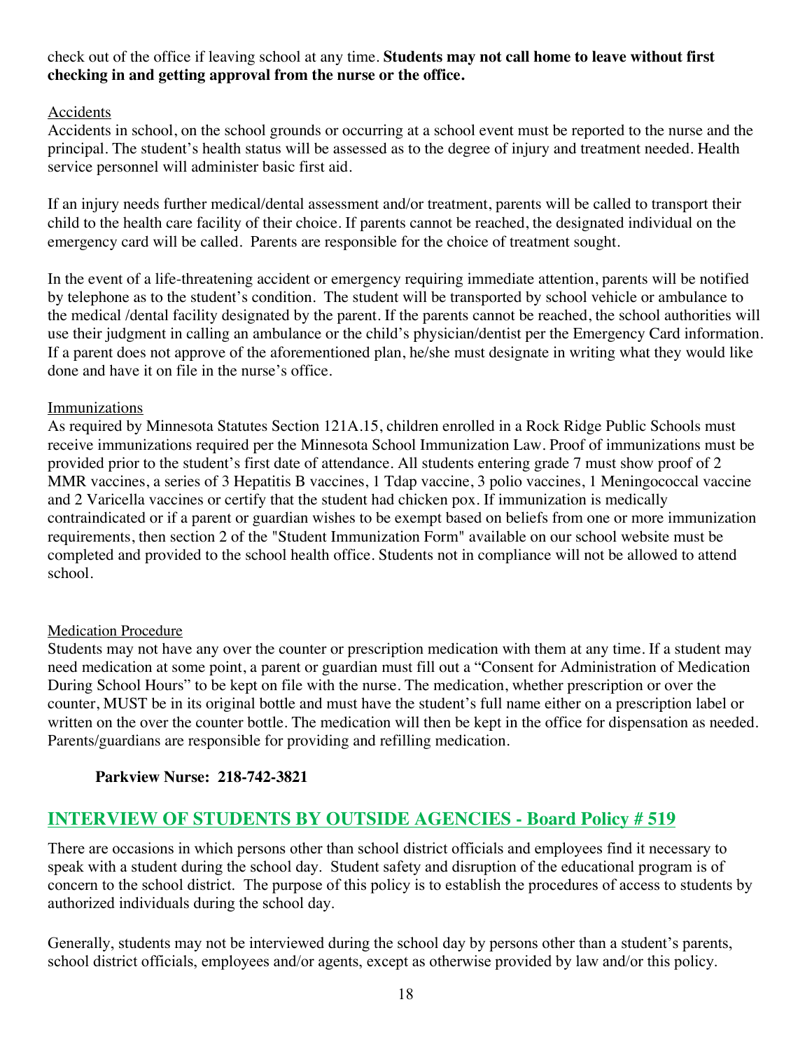check out of the office if leaving school at any time. **Students may not call home to leave without first checking in and getting approval from the nurse or the office.**

Accidents

Accidents in school, on the school grounds or occurring at a school event must be reported to the nurse and the principal. The student's health status will be assessed as to the degree of injury and treatment needed. Health service personnel will administer basic first aid.

If an injury needs further medical/dental assessment and/or treatment, parents will be called to transport their child to the health care facility of their choice. If parents cannot be reached, the designated individual on the emergency card will be called. Parents are responsible for the choice of treatment sought.

In the event of a life-threatening accident or emergency requiring immediate attention, parents will be notified by telephone as to the student's condition. The student will be transported by school vehicle or ambulance to the medical /dental facility designated by the parent. If the parents cannot be reached, the school authorities will use their judgment in calling an ambulance or the child's physician/dentist per the Emergency Card information. If a parent does not approve of the aforementioned plan, he/she must designate in writing what they would like done and have it on file in the nurse's office.

Immunizations

As required by Minnesota Statutes Section 121A.15, children enrolled in a Rock Ridge Public Schools must receive immunizations required per the Minnesota School Immunization Law. Proof of immunizations must be provided prior to the student's first date of attendance. All students entering grade 7 must show proof of 2 MMR vaccines, a series of 3 Hepatitis B vaccines, 1 Tdap vaccine, 3 polio vaccines, 1 Meningococcal vaccine and 2 Varicella vaccines or certify that the student had chicken pox. If immunization is medically contraindicated or if a parent or guardian wishes to be exempt based on beliefs from one or more immunization requirements, then section 2 of the "Student Immunization Form" available on our school website must be completed and provided to the school health office. Students not in compliance will not be allowed to attend school.

Medication Procedure

Students may not have any over the counter or prescription medication with them at any time. If a student may need medication at some point, a parent or guardian must fill out a "Consent for Administration of Medication During School Hours" to be kept on file with the nurse. The medication, whether prescription or over the counter, MUST be in its original bottle and must have the student's full name either on a prescription label or written on the over the counter bottle. The medication will then be kept in the office for dispensation as needed. Parents/guardians are responsible for providing and refilling medication.

**Parkview Nurse: 218-742-3821**

## INTERVIEW OF STUDENTS BY OUTSIDE AGENCIES - Board Policy # 519

There are occasions in which persons other than school district officials and employees find it necessary to speak with a student during the school day. Student safety and disruption of the educational program is of concern to the school district. The purpose of this policy is to establish the procedures of access to students by authorized individuals during the school day.

Generally, students may not be interviewed during the school day by persons other than a student's parents, school district officials, employees and/or agents, except as otherwise provided by law and/or this policy.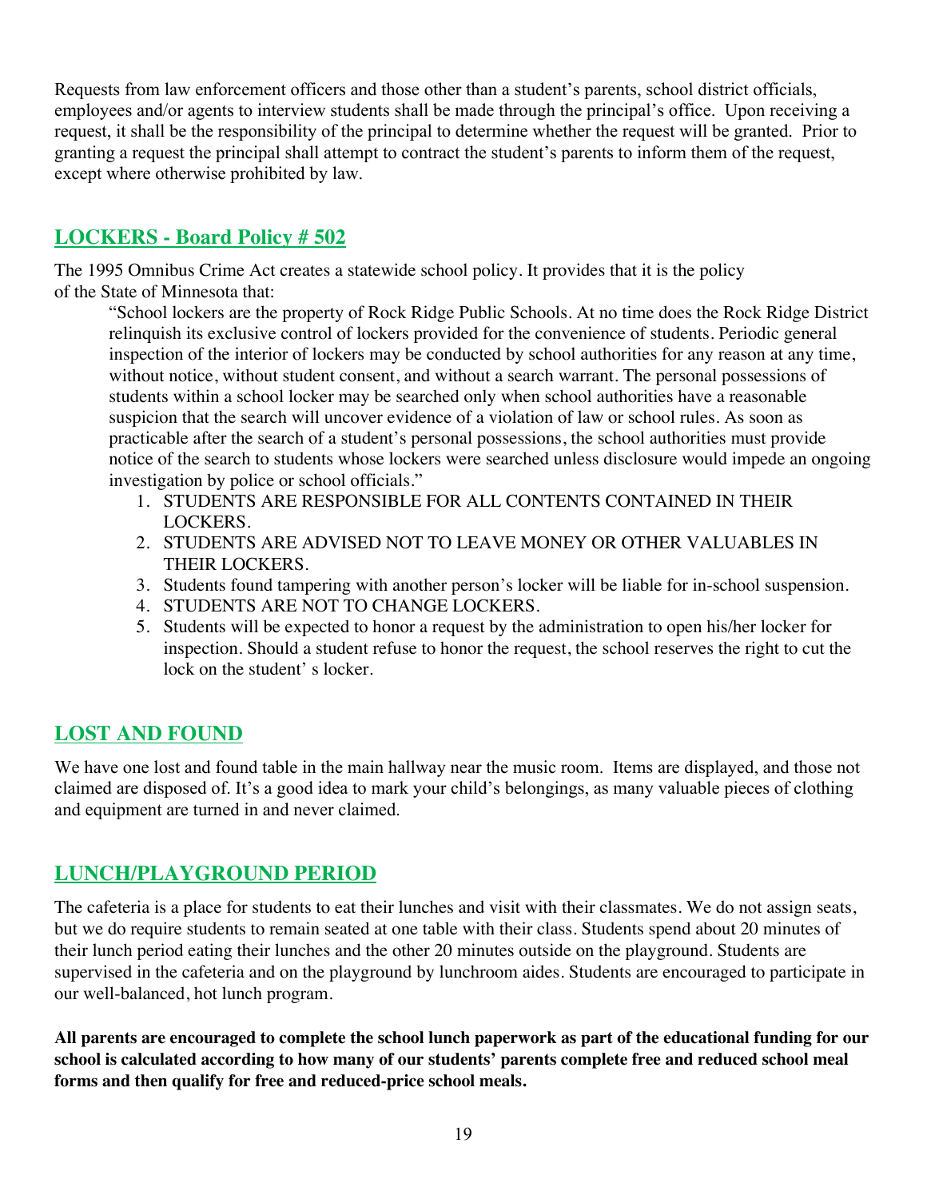Requests from law enforcement officers and those other than a student's parents, school district officials, employees and/or agents to interview students shall be made through the principal's office. Upon receiving a request, it shall be the responsibility of the principal to determine whether the request will be granted. Prior to granting a request the principal shall attempt to contract the student's parents to inform them of the request, except where otherwise prohibited by law.

## LOCKERS - Board Policy # 502

The 1995 Omnibus Crime Act creates a statewide school policy. It provides that it is the policy of the State of Minnesota that:

> "School lockers are the property of Rock Ridge Public Schools. At no time does the Rock Ridge District relinquish its exclusive control of lockers provided for the convenience of students. Periodic general inspection of the interior of lockers may be conducted by school authorities for any reason at any time, without notice, without student consent, and without a search warrant. The personal possessions of students within a school locker may be searched only when school authorities have a reasonable suspicion that the search will uncover evidence of a violation of law or school rules. As soon as practicable after the search of a student's personal possessions, the school authorities must provide notice of the search to students whose lockers were searched unless disclosure would impede an ongoing investigation by police or school officials."

1. STUDENTS ARE RESPONSIBLE FOR ALL CONTENTS CONTAINED IN THEIR LOCKERS.
2. STUDENTS ARE ADVISED NOT TO LEAVE MONEY OR OTHER VALUABLES IN THEIR LOCKERS.
3. Students found tampering with another person's locker will be liable for in-school suspension.
4. STUDENTS ARE NOT TO CHANGE LOCKERS.
5. Students will be expected to honor a request by the administration to open his/her locker for inspection. Should a student refuse to honor the request, the school reserves the right to cut the lock on the student' s locker.

## LOST AND FOUND

We have one lost and found table in the main hallway near the music room. Items are displayed, and those not claimed are disposed of. It's a good idea to mark your child's belongings, as many valuable pieces of clothing and equipment are turned in and never claimed.

## LUNCH/PLAYGROUND PERIOD

The cafeteria is a place for students to eat their lunches and visit with their classmates. We do not assign seats, but we do require students to remain seated at one table with their class. Students spend about 20 minutes of their lunch period eating their lunches and the other 20 minutes outside on the playground. Students are supervised in the cafeteria and on the playground by lunchroom aides. Students are encouraged to participate in our well-balanced, hot lunch program.

**All parents are encouraged to complete the school lunch paperwork as part of the educational funding for our school is calculated according to how many of our students' parents complete free and reduced school meal forms and then qualify for free and reduced-price school meals.**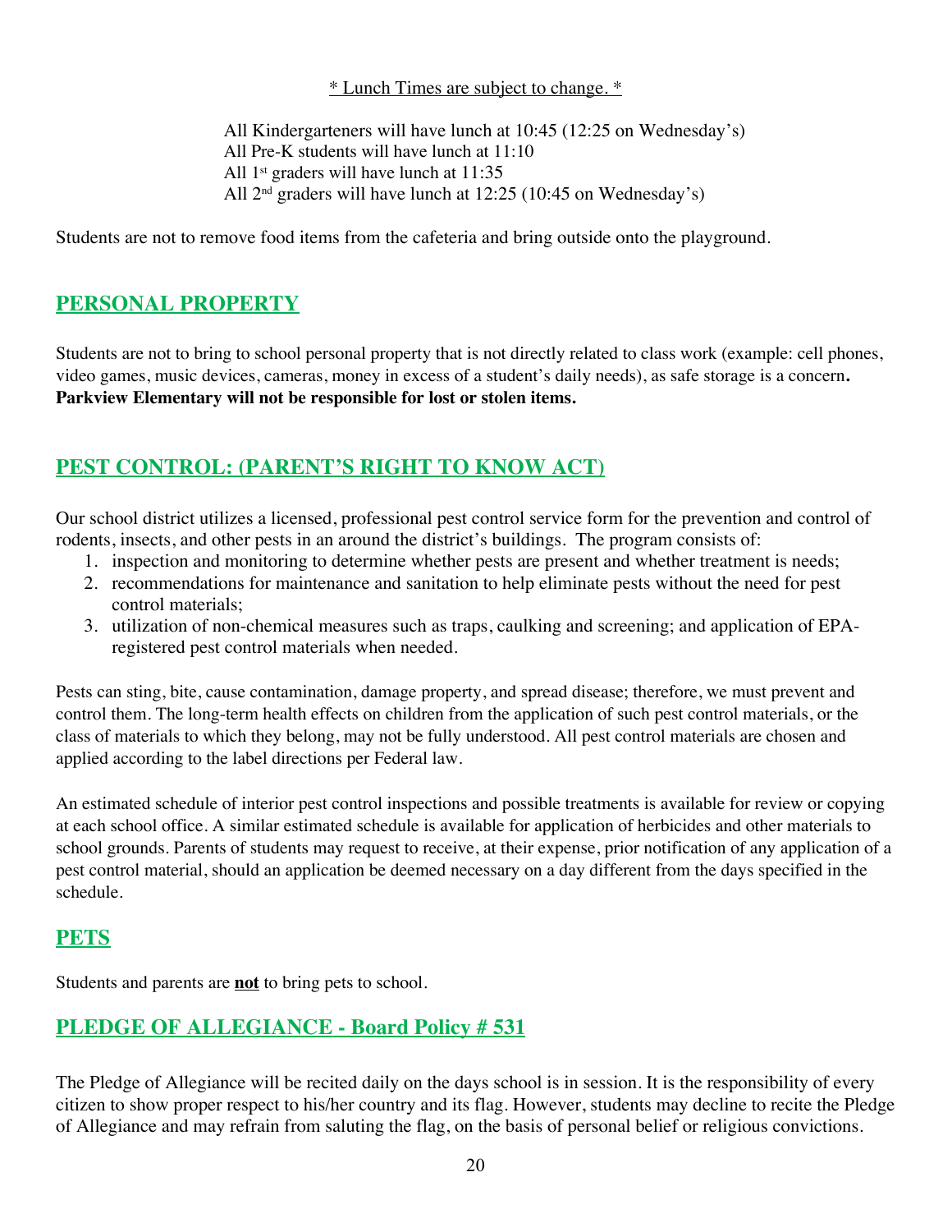<u>* Lunch Times are subject to change. *</u>

All Kindergarteners will have lunch at 10:45 (12:25 on Wednesday's)
All Pre-K students will have lunch at 11:10
All 1st graders will have lunch at 11:35
All 2nd graders will have lunch at 12:25 (10:45 on Wednesday's)

Students are not to remove food items from the cafeteria and bring outside onto the playground.

## PERSONAL PROPERTY

Students are not to bring to school personal property that is not directly related to class work (example: cell phones, video games, music devices, cameras, money in excess of a student's daily needs), as safe storage is a concern**. Parkview Elementary will not be responsible for lost or stolen items.**

## PEST CONTROL: (PARENT'S RIGHT TO KNOW ACT)

Our school district utilizes a licensed, professional pest control service form for the prevention and control of rodents, insects, and other pests in an around the district's buildings. The program consists of:

1. inspection and monitoring to determine whether pests are present and whether treatment is needs;
2. recommendations for maintenance and sanitation to help eliminate pests without the need for pest control materials;
3. utilization of non-chemical measures such as traps, caulking and screening; and application of EPA-registered pest control materials when needed.

Pests can sting, bite, cause contamination, damage property, and spread disease; therefore, we must prevent and control them. The long-term health effects on children from the application of such pest control materials, or the class of materials to which they belong, may not be fully understood. All pest control materials are chosen and applied according to the label directions per Federal law.

An estimated schedule of interior pest control inspections and possible treatments is available for review or copying at each school office. A similar estimated schedule is available for application of herbicides and other materials to school grounds. Parents of students may request to receive, at their expense, prior notification of any application of a pest control material, should an application be deemed necessary on a day different from the days specified in the schedule.

## PETS

Students and parents are **<u>not</u>** to bring pets to school.

## PLEDGE OF ALLEGIANCE - Board Policy # 531

The Pledge of Allegiance will be recited daily on the days school is in session. It is the responsibility of every citizen to show proper respect to his/her country and its flag. However, students may decline to recite the Pledge of Allegiance and may refrain from saluting the flag, on the basis of personal belief or religious convictions.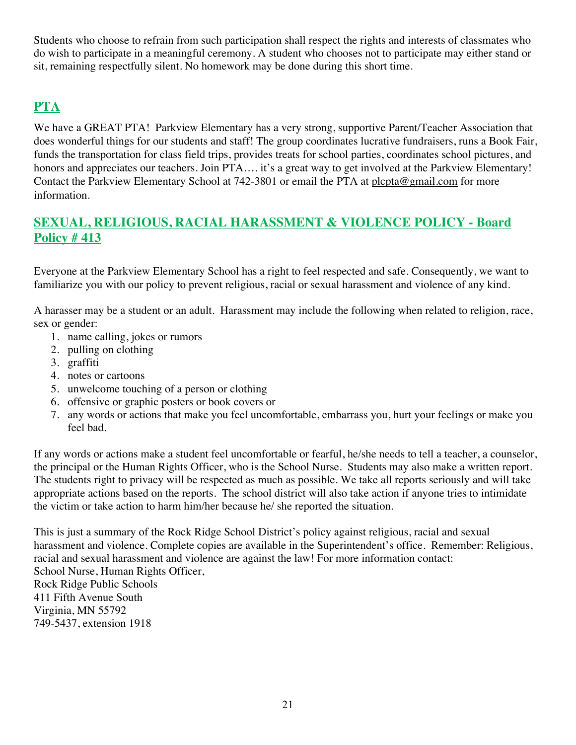Students who choose to refrain from such participation shall respect the rights and interests of classmates who do wish to participate in a meaningful ceremony. A student who chooses not to participate may either stand or sit, remaining respectfully silent. No homework may be done during this short time.

## PTA

We have a GREAT PTA! Parkview Elementary has a very strong, supportive Parent/Teacher Association that does wonderful things for our students and staff! The group coordinates lucrative fundraisers, runs a Book Fair, funds the transportation for class field trips, provides treats for school parties, coordinates school pictures, and honors and appreciates our teachers. Join PTA…. it's a great way to get involved at the Parkview Elementary! Contact the Parkview Elementary School at 742-3801 or email the PTA at plcpta@gmail.com for more information.

## SEXUAL, RELIGIOUS, RACIAL HARASSMENT & VIOLENCE POLICY - Board Policy # 413

Everyone at the Parkview Elementary School has a right to feel respected and safe. Consequently, we want to familiarize you with our policy to prevent religious, racial or sexual harassment and violence of any kind.

A harasser may be a student or an adult. Harassment may include the following when related to religion, race, sex or gender:

1. name calling, jokes or rumors
2. pulling on clothing
3. graffiti
4. notes or cartoons
5. unwelcome touching of a person or clothing
6. offensive or graphic posters or book covers or
7. any words or actions that make you feel uncomfortable, embarrass you, hurt your feelings or make you feel bad.

If any words or actions make a student feel uncomfortable or fearful, he/she needs to tell a teacher, a counselor, the principal or the Human Rights Officer, who is the School Nurse. Students may also make a written report. The students right to privacy will be respected as much as possible. We take all reports seriously and will take appropriate actions based on the reports. The school district will also take action if anyone tries to intimidate the victim or take action to harm him/her because he/ she reported the situation.

This is just a summary of the Rock Ridge School District's policy against religious, racial and sexual harassment and violence. Complete copies are available in the Superintendent's office. Remember: Religious, racial and sexual harassment and violence are against the law! For more information contact:
School Nurse, Human Rights Officer,
Rock Ridge Public Schools
411 Fifth Avenue South
Virginia, MN 55792
749-5437, extension 1918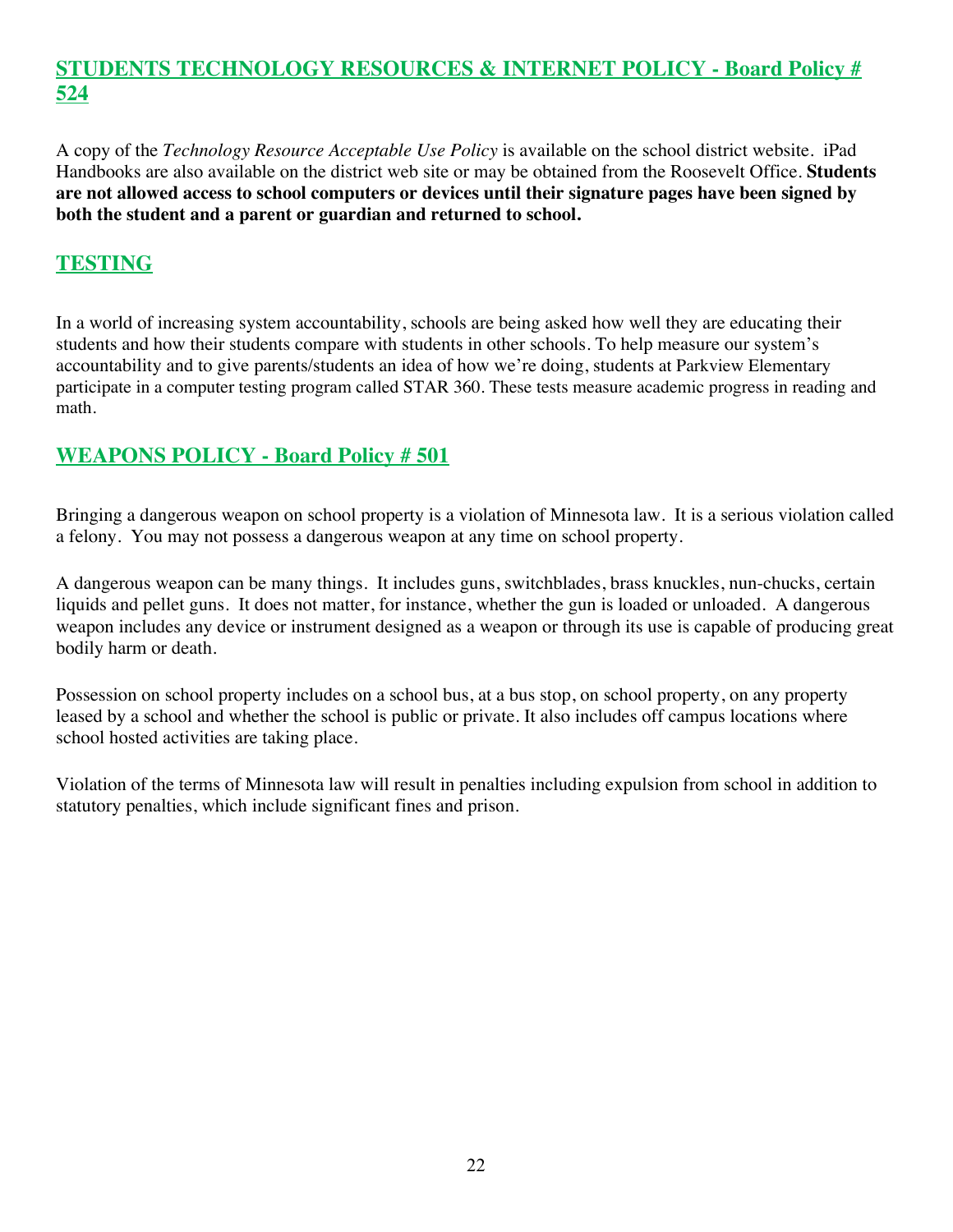## STUDENTS TECHNOLOGY RESOURCES & INTERNET POLICY - Board Policy # 524

A copy of the *Technology Resource Acceptable Use Policy* is available on the school district website. iPad Handbooks are also available on the district web site or may be obtained from the Roosevelt Office. **Students are not allowed access to school computers or devices until their signature pages have been signed by both the student and a parent or guardian and returned to school.**

## TESTING

In a world of increasing system accountability, schools are being asked how well they are educating their students and how their students compare with students in other schools. To help measure our system's accountability and to give parents/students an idea of how we're doing, students at Parkview Elementary participate in a computer testing program called STAR 360. These tests measure academic progress in reading and math.

## WEAPONS POLICY - Board Policy # 501

Bringing a dangerous weapon on school property is a violation of Minnesota law. It is a serious violation called a felony. You may not possess a dangerous weapon at any time on school property.

A dangerous weapon can be many things. It includes guns, switchblades, brass knuckles, nun-chucks, certain liquids and pellet guns. It does not matter, for instance, whether the gun is loaded or unloaded. A dangerous weapon includes any device or instrument designed as a weapon or through its use is capable of producing great bodily harm or death.

Possession on school property includes on a school bus, at a bus stop, on school property, on any property leased by a school and whether the school is public or private. It also includes off campus locations where school hosted activities are taking place.

Violation of the terms of Minnesota law will result in penalties including expulsion from school in addition to statutory penalties, which include significant fines and prison.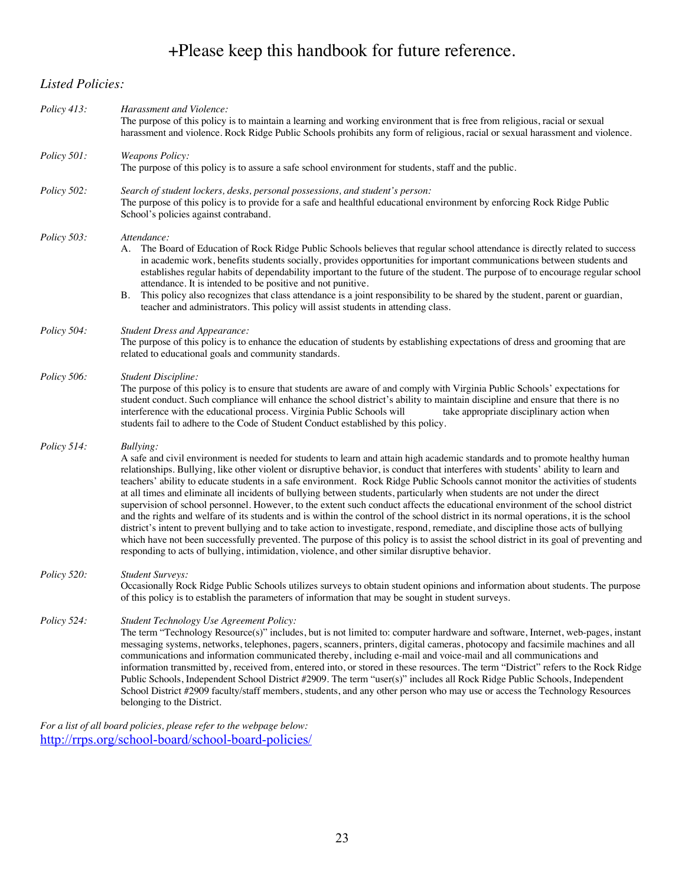# +Please keep this handbook for future reference.

*Listed Policies:*

*Policy 413:* *Harassment and Violence:*
The purpose of this policy is to maintain a learning and working environment that is free from religious, racial or sexual harassment and violence. Rock Ridge Public Schools prohibits any form of religious, racial or sexual harassment and violence.

*Policy 501:* *Weapons Policy:*
The purpose of this policy is to assure a safe school environment for students, staff and the public.

*Policy 502:* *Search of student lockers, desks, personal possessions, and student's person:*
The purpose of this policy is to provide for a safe and healthful educational environment by enforcing Rock Ridge Public School's policies against contraband.

*Policy 503:* *Attendance:*

A. The Board of Education of Rock Ridge Public Schools believes that regular school attendance is directly related to success in academic work, benefits students socially, provides opportunities for important communications between students and establishes regular habits of dependability important to the future of the student. The purpose of to encourage regular school attendance. It is intended to be positive and not punitive.
B. This policy also recognizes that class attendance is a joint responsibility to be shared by the student, parent or guardian, teacher and administrators. This policy will assist students in attending class.

*Policy 504:* *Student Dress and Appearance:*
The purpose of this policy is to enhance the education of students by establishing expectations of dress and grooming that are related to educational goals and community standards.

*Policy 506:* *Student Discipline:*
The purpose of this policy is to ensure that students are aware of and comply with Virginia Public Schools' expectations for student conduct. Such compliance will enhance the school district's ability to maintain discipline and ensure that there is no interference with the educational process. Virginia Public Schools will take appropriate disciplinary action when students fail to adhere to the Code of Student Conduct established by this policy.

*Policy 514:* *Bullying:*
A safe and civil environment is needed for students to learn and attain high academic standards and to promote healthy human relationships. Bullying, like other violent or disruptive behavior, is conduct that interferes with students' ability to learn and teachers' ability to educate students in a safe environment. Rock Ridge Public Schools cannot monitor the activities of students at all times and eliminate all incidents of bullying between students, particularly when students are not under the direct supervision of school personnel. However, to the extent such conduct affects the educational environment of the school district and the rights and welfare of its students and is within the control of the school district in its normal operations, it is the school district's intent to prevent bullying and to take action to investigate, respond, remediate, and discipline those acts of bullying which have not been successfully prevented. The purpose of this policy is to assist the school district in its goal of preventing and responding to acts of bullying, intimidation, violence, and other similar disruptive behavior.

*Policy 520:* *Student Surveys:*
Occasionally Rock Ridge Public Schools utilizes surveys to obtain student opinions and information about students. The purpose of this policy is to establish the parameters of information that may be sought in student surveys.

*Policy 524:* *Student Technology Use Agreement Policy:*
The term "Technology Resource(s)" includes, but is not limited to: computer hardware and software, Internet, web-pages, instant messaging systems, networks, telephones, pagers, scanners, printers, digital cameras, photocopy and facsimile machines and all communications and information communicated thereby, including e-mail and voice-mail and all communications and information transmitted by, received from, entered into, or stored in these resources. The term "District" refers to the Rock Ridge Public Schools, Independent School District #2909. The term "user(s)" includes all Rock Ridge Public Schools, Independent School District #2909 faculty/staff members, students, and any other person who may use or access the Technology Resources belonging to the District.

*For a list of all board policies, please refer to the webpage below:*
http://rrps.org/school-board/school-board-policies/